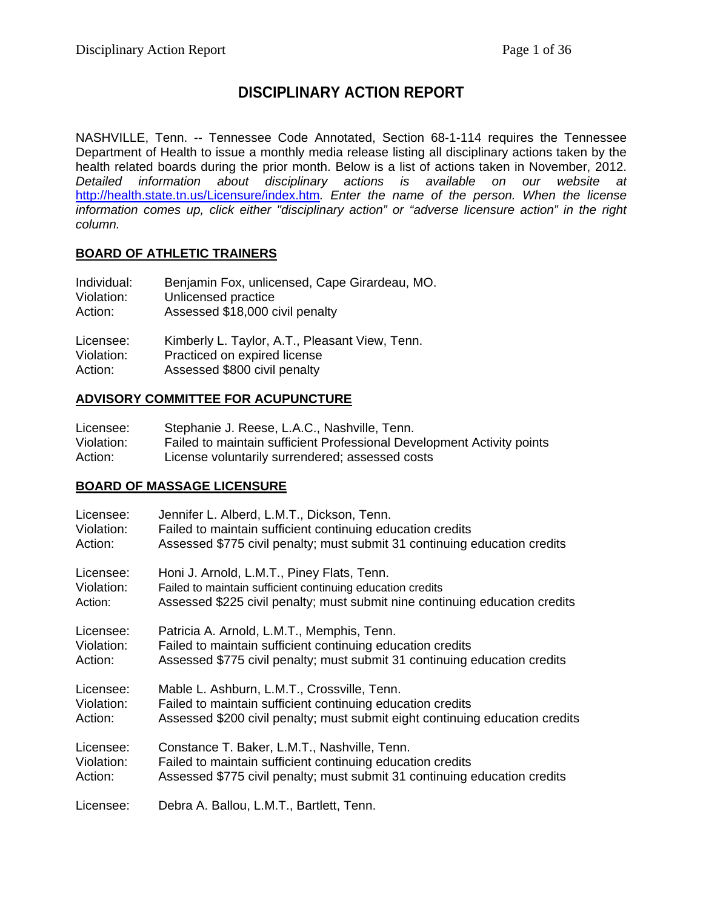# DISCIPLINARY ACTION REPORT

NASHVILLE, Tenn. -- Tennessee Code Annotated, Section 68-1-114 requires the Tennessee Department of Health to issue a monthly media release listing all disciplinary actions taken by the health related boards during the prior month. Below is a list of actions taken in November, 2012. *Detailed information about disciplinary actions is available on our website at* http://health.state.tn.us/Licensure/index.htm*. Enter the name of the person. When the license information comes up, click either "disciplinary action" or "adverse licensure action" in the right column.*

## BOARD OF ATHLETIC TRAINERS

Individual: Benjamin Fox, unlicensed, Cape Girardeau, MO.
Violation: Unlicensed practice
Action: Assessed $18,000 civil penalty

Licensee: Kimberly L. Taylor, A.T., Pleasant View, Tenn.
Violation: Practiced on expired license
Action: Assessed $800 civil penalty

## ADVISORY COMMITTEE FOR ACUPUNCTURE

Licensee: Stephanie J. Reese, L.A.C., Nashville, Tenn.
Violation: Failed to maintain sufficient Professional Development Activity points
Action: License voluntarily surrendered; assessed costs

## BOARD OF MASSAGE LICENSURE

Licensee: Jennifer L. Alberd, L.M.T., Dickson, Tenn.
Violation: Failed to maintain sufficient continuing education credits
Action: Assessed $775 civil penalty; must submit 31 continuing education credits

Licensee: Honi J. Arnold, L.M.T., Piney Flats, Tenn.
Violation: Failed to maintain sufficient continuing education credits
Action: Assessed $225 civil penalty; must submit nine continuing education credits

Licensee: Patricia A. Arnold, L.M.T., Memphis, Tenn.
Violation: Failed to maintain sufficient continuing education credits
Action: Assessed $775 civil penalty; must submit 31 continuing education credits

Licensee: Mable L. Ashburn, L.M.T., Crossville, Tenn.
Violation: Failed to maintain sufficient continuing education credits
Action: Assessed $200 civil penalty; must submit eight continuing education credits

Licensee: Constance T. Baker, L.M.T., Nashville, Tenn.
Violation: Failed to maintain sufficient continuing education credits
Action: Assessed $775 civil penalty; must submit 31 continuing education credits

Licensee: Debra A. Ballou, L.M.T., Bartlett, Tenn.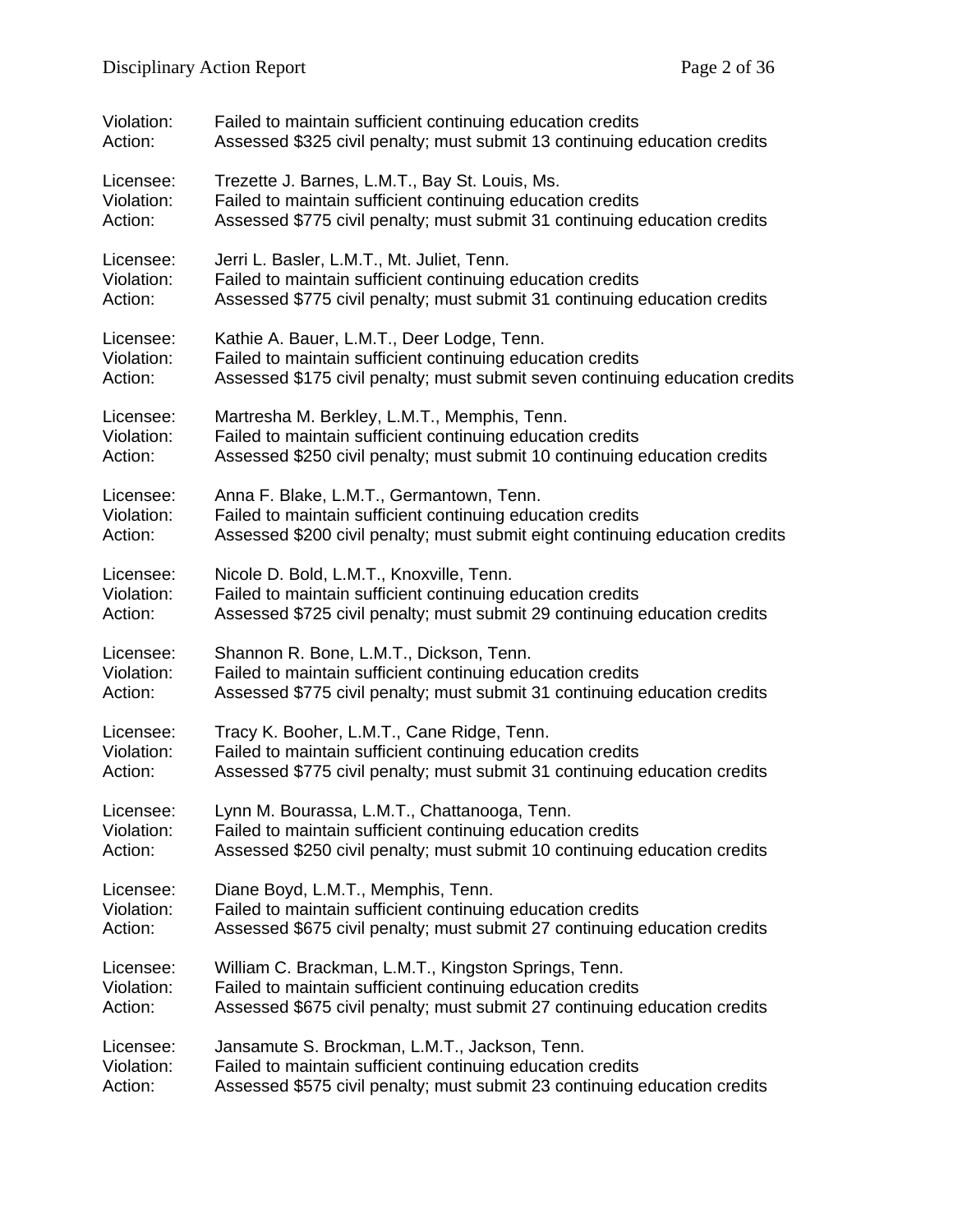Violation: Failed to maintain sufficient continuing education credits
Action: Assessed $325 civil penalty; must submit 13 continuing education credits

Licensee: Trezette J. Barnes, L.M.T., Bay St. Louis, Ms.
Violation: Failed to maintain sufficient continuing education credits
Action: Assessed $775 civil penalty; must submit 31 continuing education credits

Licensee: Jerri L. Basler, L.M.T., Mt. Juliet, Tenn.
Violation: Failed to maintain sufficient continuing education credits
Action: Assessed $775 civil penalty; must submit 31 continuing education credits

Licensee: Kathie A. Bauer, L.M.T., Deer Lodge, Tenn.
Violation: Failed to maintain sufficient continuing education credits
Action: Assessed $175 civil penalty; must submit seven continuing education credits

Licensee: Martresha M. Berkley, L.M.T., Memphis, Tenn.
Violation: Failed to maintain sufficient continuing education credits
Action: Assessed $250 civil penalty; must submit 10 continuing education credits

Licensee: Anna F. Blake, L.M.T., Germantown, Tenn.
Violation: Failed to maintain sufficient continuing education credits
Action: Assessed $200 civil penalty; must submit eight continuing education credits

Licensee: Nicole D. Bold, L.M.T., Knoxville, Tenn.
Violation: Failed to maintain sufficient continuing education credits
Action: Assessed $725 civil penalty; must submit 29 continuing education credits

Licensee: Shannon R. Bone, L.M.T., Dickson, Tenn.
Violation: Failed to maintain sufficient continuing education credits
Action: Assessed $775 civil penalty; must submit 31 continuing education credits

Licensee: Tracy K. Booher, L.M.T., Cane Ridge, Tenn.
Violation: Failed to maintain sufficient continuing education credits
Action: Assessed $775 civil penalty; must submit 31 continuing education credits

Licensee: Lynn M. Bourassa, L.M.T., Chattanooga, Tenn.
Violation: Failed to maintain sufficient continuing education credits
Action: Assessed $250 civil penalty; must submit 10 continuing education credits

Licensee: Diane Boyd, L.M.T., Memphis, Tenn.
Violation: Failed to maintain sufficient continuing education credits
Action: Assessed $675 civil penalty; must submit 27 continuing education credits

Licensee: William C. Brackman, L.M.T., Kingston Springs, Tenn.
Violation: Failed to maintain sufficient continuing education credits
Action: Assessed $675 civil penalty; must submit 27 continuing education credits

Licensee: Jansamute S. Brockman, L.M.T., Jackson, Tenn.
Violation: Failed to maintain sufficient continuing education credits
Action: Assessed $575 civil penalty; must submit 23 continuing education credits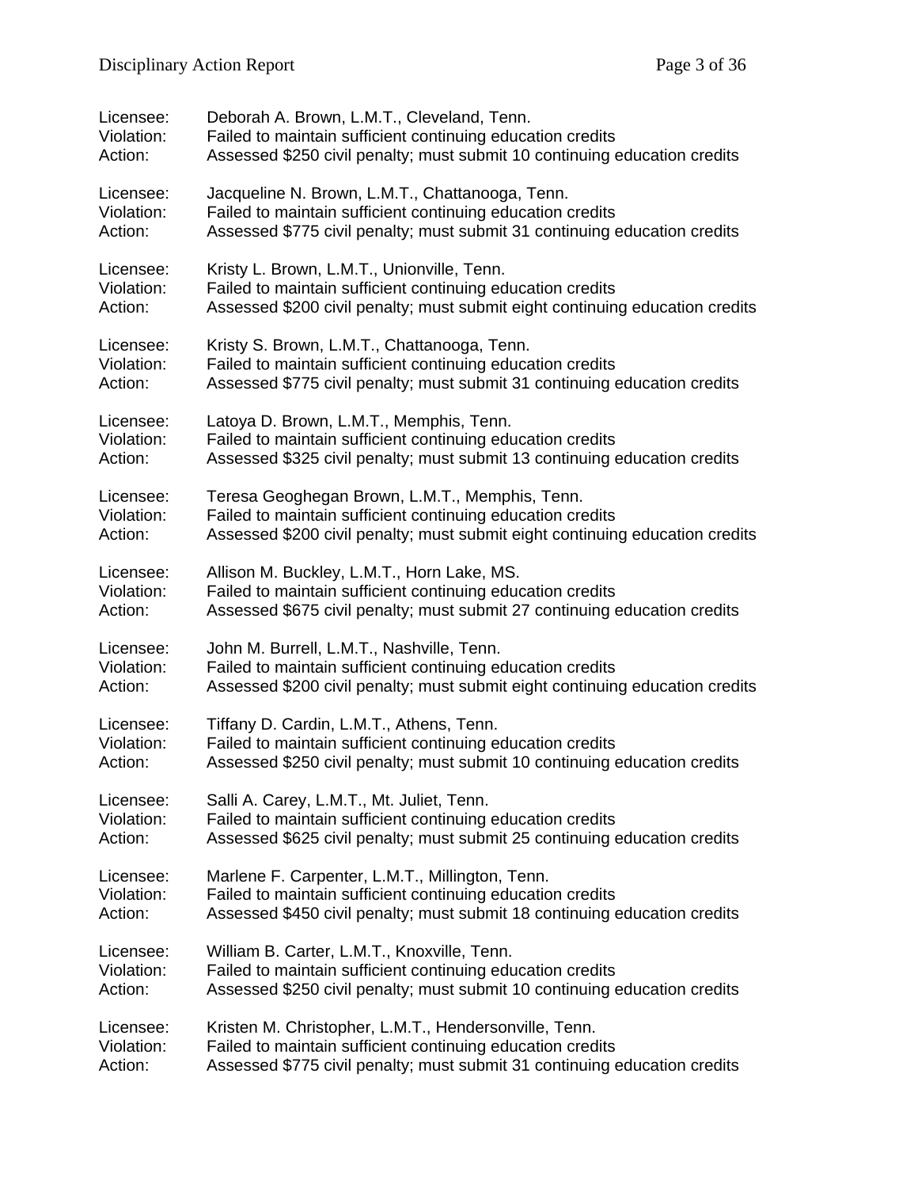Licensee: Deborah A. Brown, L.M.T., Cleveland, Tenn.
Violation: Failed to maintain sufficient continuing education credits
Action: Assessed $250 civil penalty; must submit 10 continuing education credits

Licensee: Jacqueline N. Brown, L.M.T., Chattanooga, Tenn.
Violation: Failed to maintain sufficient continuing education credits
Action: Assessed $775 civil penalty; must submit 31 continuing education credits

Licensee: Kristy L. Brown, L.M.T., Unionville, Tenn.
Violation: Failed to maintain sufficient continuing education credits
Action: Assessed $200 civil penalty; must submit eight continuing education credits

Licensee: Kristy S. Brown, L.M.T., Chattanooga, Tenn.
Violation: Failed to maintain sufficient continuing education credits
Action: Assessed $775 civil penalty; must submit 31 continuing education credits

Licensee: Latoya D. Brown, L.M.T., Memphis, Tenn.
Violation: Failed to maintain sufficient continuing education credits
Action: Assessed $325 civil penalty; must submit 13 continuing education credits

Licensee: Teresa Geoghegan Brown, L.M.T., Memphis, Tenn.
Violation: Failed to maintain sufficient continuing education credits
Action: Assessed $200 civil penalty; must submit eight continuing education credits

Licensee: Allison M. Buckley, L.M.T., Horn Lake, MS.
Violation: Failed to maintain sufficient continuing education credits
Action: Assessed $675 civil penalty; must submit 27 continuing education credits

Licensee: John M. Burrell, L.M.T., Nashville, Tenn.
Violation: Failed to maintain sufficient continuing education credits
Action: Assessed $200 civil penalty; must submit eight continuing education credits

Licensee: Tiffany D. Cardin, L.M.T., Athens, Tenn.
Violation: Failed to maintain sufficient continuing education credits
Action: Assessed $250 civil penalty; must submit 10 continuing education credits

Licensee: Salli A. Carey, L.M.T., Mt. Juliet, Tenn.
Violation: Failed to maintain sufficient continuing education credits
Action: Assessed $625 civil penalty; must submit 25 continuing education credits

Licensee: Marlene F. Carpenter, L.M.T., Millington, Tenn.
Violation: Failed to maintain sufficient continuing education credits
Action: Assessed $450 civil penalty; must submit 18 continuing education credits

Licensee: William B. Carter, L.M.T., Knoxville, Tenn.
Violation: Failed to maintain sufficient continuing education credits
Action: Assessed $250 civil penalty; must submit 10 continuing education credits

Licensee: Kristen M. Christopher, L.M.T., Hendersonville, Tenn.
Violation: Failed to maintain sufficient continuing education credits
Action: Assessed $775 civil penalty; must submit 31 continuing education credits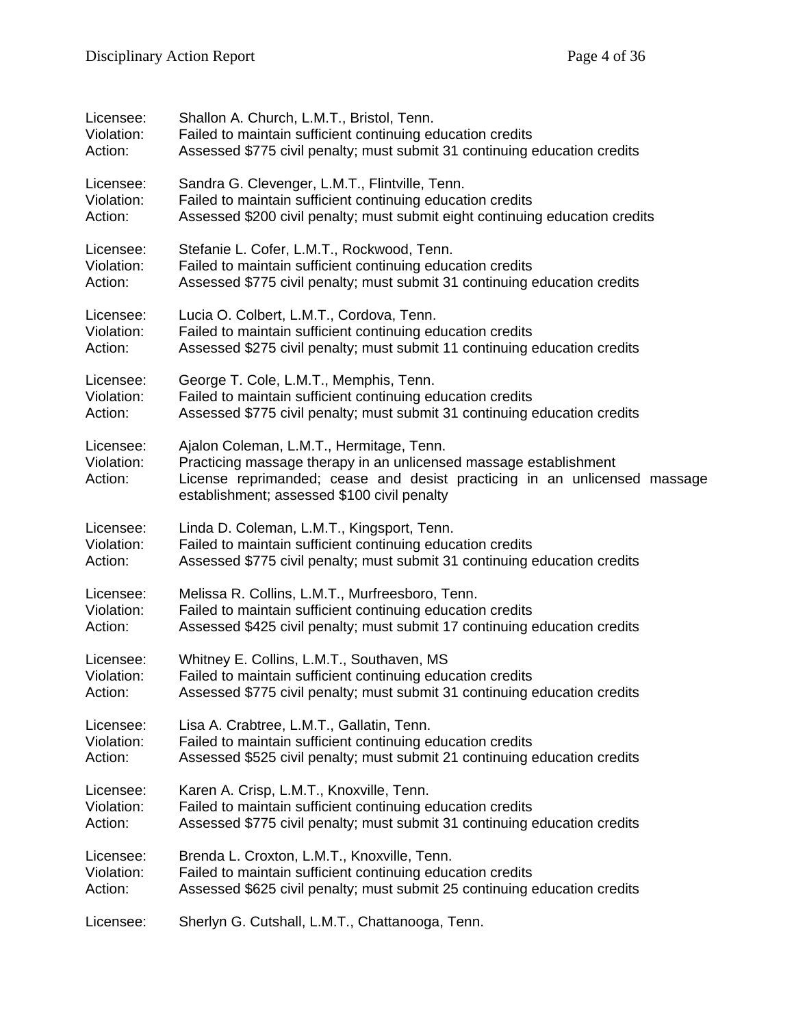Licensee: Shallon A. Church, L.M.T., Bristol, Tenn.
Violation: Failed to maintain sufficient continuing education credits
Action: Assessed $775 civil penalty; must submit 31 continuing education credits

Licensee: Sandra G. Clevenger, L.M.T., Flintville, Tenn.
Violation: Failed to maintain sufficient continuing education credits
Action: Assessed $200 civil penalty; must submit eight continuing education credits

Licensee: Stefanie L. Cofer, L.M.T., Rockwood, Tenn.
Violation: Failed to maintain sufficient continuing education credits
Action: Assessed $775 civil penalty; must submit 31 continuing education credits

Licensee: Lucia O. Colbert, L.M.T., Cordova, Tenn.
Violation: Failed to maintain sufficient continuing education credits
Action: Assessed $275 civil penalty; must submit 11 continuing education credits

Licensee: George T. Cole, L.M.T., Memphis, Tenn.
Violation: Failed to maintain sufficient continuing education credits
Action: Assessed $775 civil penalty; must submit 31 continuing education credits

Licensee: Ajalon Coleman, L.M.T., Hermitage, Tenn.
Violation: Practicing massage therapy in an unlicensed massage establishment
Action: License reprimanded; cease and desist practicing in an unlicensed massage establishment; assessed $100 civil penalty

Licensee: Linda D. Coleman, L.M.T., Kingsport, Tenn.
Violation: Failed to maintain sufficient continuing education credits
Action: Assessed $775 civil penalty; must submit 31 continuing education credits

Licensee: Melissa R. Collins, L.M.T., Murfreesboro, Tenn.
Violation: Failed to maintain sufficient continuing education credits
Action: Assessed $425 civil penalty; must submit 17 continuing education credits

Licensee: Whitney E. Collins, L.M.T., Southaven, MS
Violation: Failed to maintain sufficient continuing education credits
Action: Assessed $775 civil penalty; must submit 31 continuing education credits

Licensee: Lisa A. Crabtree, L.M.T., Gallatin, Tenn.
Violation: Failed to maintain sufficient continuing education credits
Action: Assessed $525 civil penalty; must submit 21 continuing education credits

Licensee: Karen A. Crisp, L.M.T., Knoxville, Tenn.
Violation: Failed to maintain sufficient continuing education credits
Action: Assessed $775 civil penalty; must submit 31 continuing education credits

Licensee: Brenda L. Croxton, L.M.T., Knoxville, Tenn.
Violation: Failed to maintain sufficient continuing education credits
Action: Assessed $625 civil penalty; must submit 25 continuing education credits

Licensee: Sherlyn G. Cutshall, L.M.T., Chattanooga, Tenn.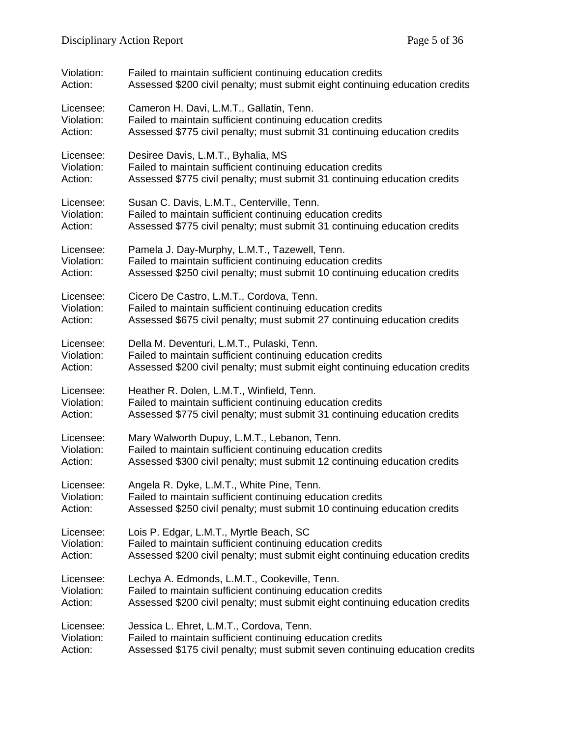Violation: Failed to maintain sufficient continuing education credits
Action: Assessed $200 civil penalty; must submit eight continuing education credits

Licensee: Cameron H. Davi, L.M.T., Gallatin, Tenn.
Violation: Failed to maintain sufficient continuing education credits
Action: Assessed $775 civil penalty; must submit 31 continuing education credits

Licensee: Desiree Davis, L.M.T., Byhalia, MS
Violation: Failed to maintain sufficient continuing education credits
Action: Assessed $775 civil penalty; must submit 31 continuing education credits

Licensee: Susan C. Davis, L.M.T., Centerville, Tenn.
Violation: Failed to maintain sufficient continuing education credits
Action: Assessed $775 civil penalty; must submit 31 continuing education credits

Licensee: Pamela J. Day-Murphy, L.M.T., Tazewell, Tenn.
Violation: Failed to maintain sufficient continuing education credits
Action: Assessed $250 civil penalty; must submit 10 continuing education credits

Licensee: Cicero De Castro, L.M.T., Cordova, Tenn.
Violation: Failed to maintain sufficient continuing education credits
Action: Assessed $675 civil penalty; must submit 27 continuing education credits

Licensee: Della M. Deventuri, L.M.T., Pulaski, Tenn.
Violation: Failed to maintain sufficient continuing education credits
Action: Assessed $200 civil penalty; must submit eight continuing education credits

Licensee: Heather R. Dolen, L.M.T., Winfield, Tenn.
Violation: Failed to maintain sufficient continuing education credits
Action: Assessed $775 civil penalty; must submit 31 continuing education credits

Licensee: Mary Walworth Dupuy, L.M.T., Lebanon, Tenn.
Violation: Failed to maintain sufficient continuing education credits
Action: Assessed $300 civil penalty; must submit 12 continuing education credits

Licensee: Angela R. Dyke, L.M.T., White Pine, Tenn.
Violation: Failed to maintain sufficient continuing education credits
Action: Assessed $250 civil penalty; must submit 10 continuing education credits

Licensee: Lois P. Edgar, L.M.T., Myrtle Beach, SC
Violation: Failed to maintain sufficient continuing education credits
Action: Assessed $200 civil penalty; must submit eight continuing education credits

Licensee: Lechya A. Edmonds, L.M.T., Cookeville, Tenn.
Violation: Failed to maintain sufficient continuing education credits
Action: Assessed $200 civil penalty; must submit eight continuing education credits

Licensee: Jessica L. Ehret, L.M.T., Cordova, Tenn.
Violation: Failed to maintain sufficient continuing education credits
Action: Assessed $175 civil penalty; must submit seven continuing education credits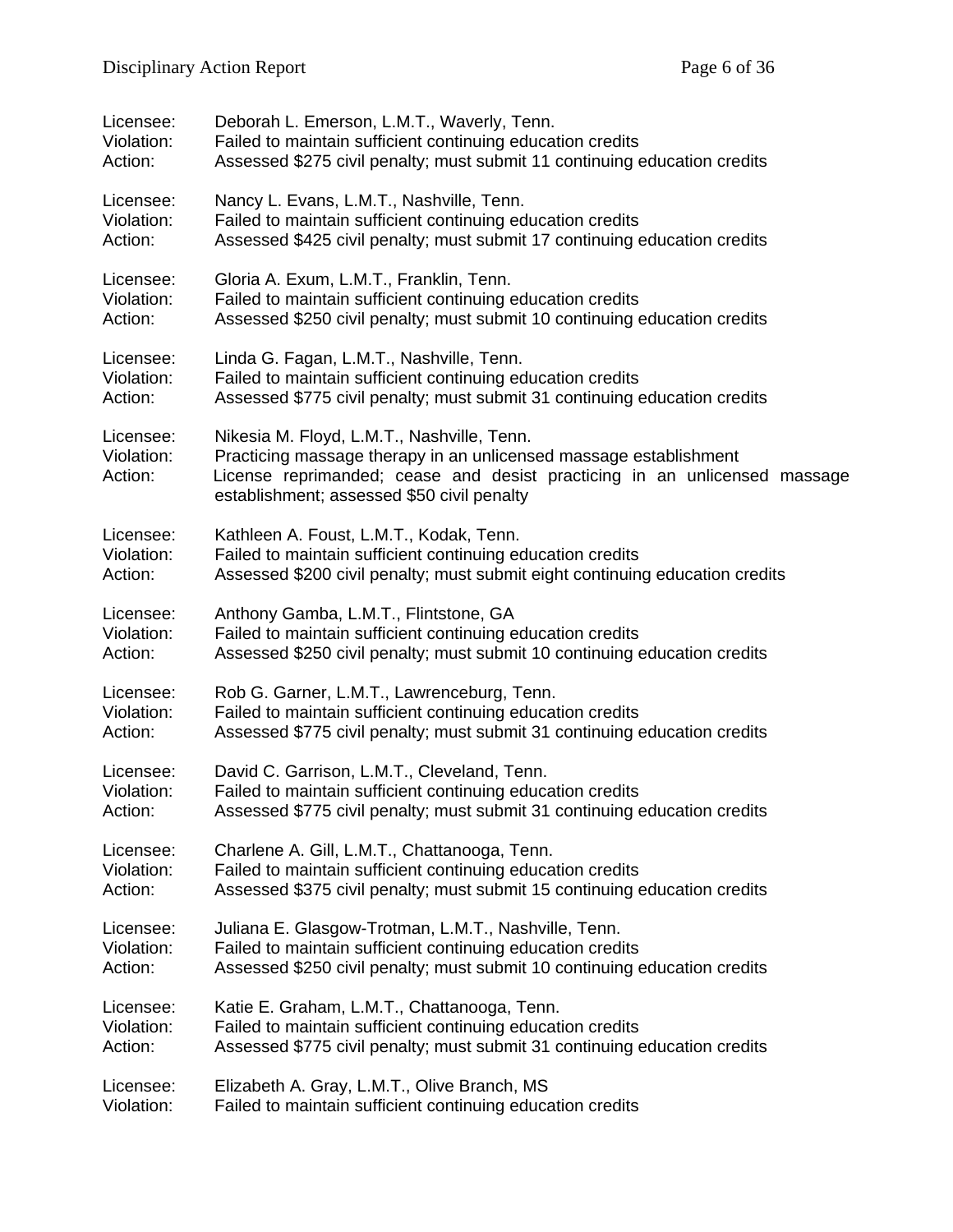Licensee: Deborah L. Emerson, L.M.T., Waverly, Tenn.
Violation: Failed to maintain sufficient continuing education credits
Action: Assessed $275 civil penalty; must submit 11 continuing education credits

Licensee: Nancy L. Evans, L.M.T., Nashville, Tenn.
Violation: Failed to maintain sufficient continuing education credits
Action: Assessed $425 civil penalty; must submit 17 continuing education credits

Licensee: Gloria A. Exum, L.M.T., Franklin, Tenn.
Violation: Failed to maintain sufficient continuing education credits
Action: Assessed $250 civil penalty; must submit 10 continuing education credits

Licensee: Linda G. Fagan, L.M.T., Nashville, Tenn.
Violation: Failed to maintain sufficient continuing education credits
Action: Assessed $775 civil penalty; must submit 31 continuing education credits

Licensee: Nikesia M. Floyd, L.M.T., Nashville, Tenn.
Violation: Practicing massage therapy in an unlicensed massage establishment
Action: License reprimanded; cease and desist practicing in an unlicensed massage establishment; assessed $50 civil penalty

Licensee: Kathleen A. Foust, L.M.T., Kodak, Tenn.
Violation: Failed to maintain sufficient continuing education credits
Action: Assessed $200 civil penalty; must submit eight continuing education credits

Licensee: Anthony Gamba, L.M.T., Flintstone, GA
Violation: Failed to maintain sufficient continuing education credits
Action: Assessed $250 civil penalty; must submit 10 continuing education credits

Licensee: Rob G. Garner, L.M.T., Lawrenceburg, Tenn.
Violation: Failed to maintain sufficient continuing education credits
Action: Assessed $775 civil penalty; must submit 31 continuing education credits

Licensee: David C. Garrison, L.M.T., Cleveland, Tenn.
Violation: Failed to maintain sufficient continuing education credits
Action: Assessed $775 civil penalty; must submit 31 continuing education credits

Licensee: Charlene A. Gill, L.M.T., Chattanooga, Tenn.
Violation: Failed to maintain sufficient continuing education credits
Action: Assessed $375 civil penalty; must submit 15 continuing education credits

Licensee: Juliana E. Glasgow-Trotman, L.M.T., Nashville, Tenn.
Violation: Failed to maintain sufficient continuing education credits
Action: Assessed $250 civil penalty; must submit 10 continuing education credits

Licensee: Katie E. Graham, L.M.T., Chattanooga, Tenn.
Violation: Failed to maintain sufficient continuing education credits
Action: Assessed $775 civil penalty; must submit 31 continuing education credits

Licensee: Elizabeth A. Gray, L.M.T., Olive Branch, MS
Violation: Failed to maintain sufficient continuing education credits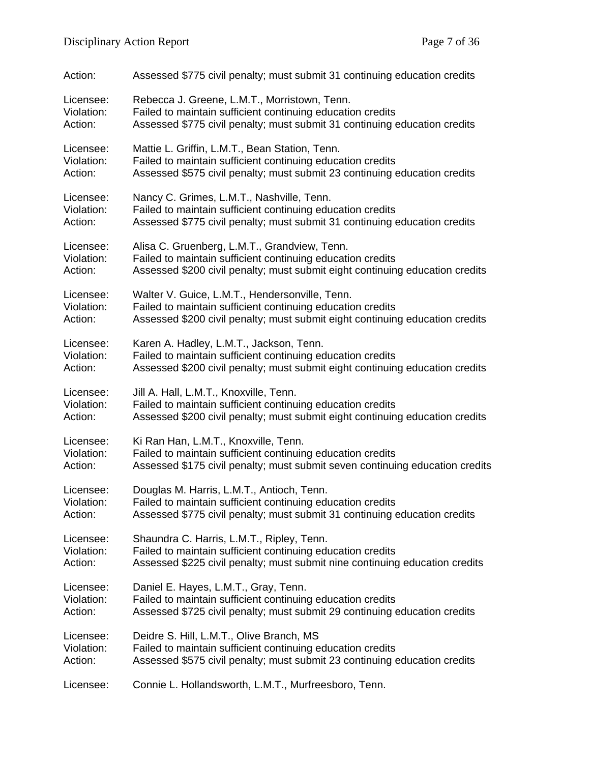Action: Assessed $775 civil penalty; must submit 31 continuing education credits

Licensee: Rebecca J. Greene, L.M.T., Morristown, Tenn.
Violation: Failed to maintain sufficient continuing education credits
Action: Assessed $775 civil penalty; must submit 31 continuing education credits

Licensee: Mattie L. Griffin, L.M.T., Bean Station, Tenn.
Violation: Failed to maintain sufficient continuing education credits
Action: Assessed $575 civil penalty; must submit 23 continuing education credits

Licensee: Nancy C. Grimes, L.M.T., Nashville, Tenn.
Violation: Failed to maintain sufficient continuing education credits
Action: Assessed $775 civil penalty; must submit 31 continuing education credits

Licensee: Alisa C. Gruenberg, L.M.T., Grandview, Tenn.
Violation: Failed to maintain sufficient continuing education credits
Action: Assessed $200 civil penalty; must submit eight continuing education credits

Licensee: Walter V. Guice, L.M.T., Hendersonville, Tenn.
Violation: Failed to maintain sufficient continuing education credits
Action: Assessed $200 civil penalty; must submit eight continuing education credits

Licensee: Karen A. Hadley, L.M.T., Jackson, Tenn.
Violation: Failed to maintain sufficient continuing education credits
Action: Assessed $200 civil penalty; must submit eight continuing education credits

Licensee: Jill A. Hall, L.M.T., Knoxville, Tenn.
Violation: Failed to maintain sufficient continuing education credits
Action: Assessed $200 civil penalty; must submit eight continuing education credits

Licensee: Ki Ran Han, L.M.T., Knoxville, Tenn.
Violation: Failed to maintain sufficient continuing education credits
Action: Assessed $175 civil penalty; must submit seven continuing education credits

Licensee: Douglas M. Harris, L.M.T., Antioch, Tenn.
Violation: Failed to maintain sufficient continuing education credits
Action: Assessed $775 civil penalty; must submit 31 continuing education credits

Licensee: Shaundra C. Harris, L.M.T., Ripley, Tenn.
Violation: Failed to maintain sufficient continuing education credits
Action: Assessed $225 civil penalty; must submit nine continuing education credits

Licensee: Daniel E. Hayes, L.M.T., Gray, Tenn.
Violation: Failed to maintain sufficient continuing education credits
Action: Assessed $725 civil penalty; must submit 29 continuing education credits

Licensee: Deidre S. Hill, L.M.T., Olive Branch, MS
Violation: Failed to maintain sufficient continuing education credits
Action: Assessed $575 civil penalty; must submit 23 continuing education credits

Licensee: Connie L. Hollandsworth, L.M.T., Murfreesboro, Tenn.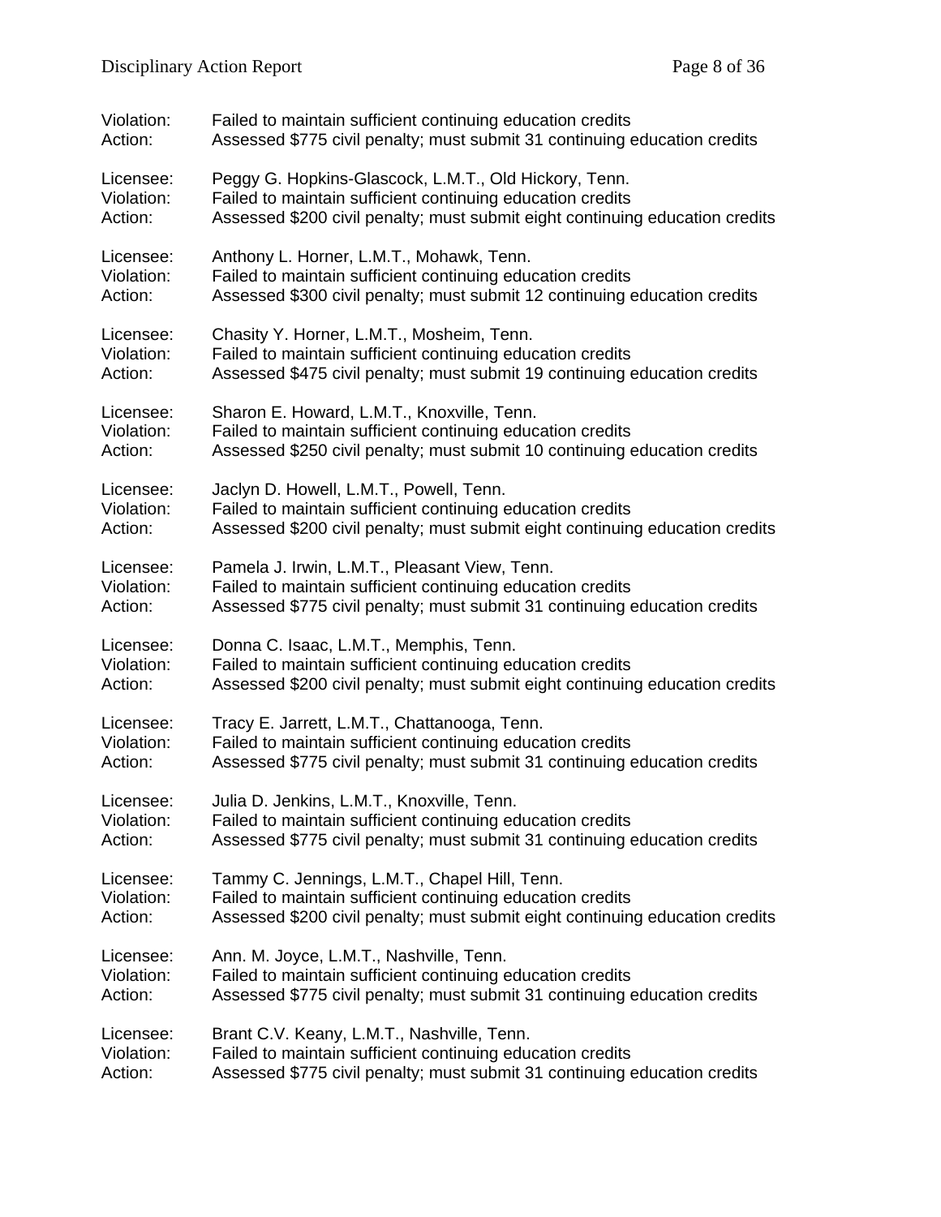Violation: Failed to maintain sufficient continuing education credits
Action: Assessed $775 civil penalty; must submit 31 continuing education credits

Licensee: Peggy G. Hopkins-Glascock, L.M.T., Old Hickory, Tenn.
Violation: Failed to maintain sufficient continuing education credits
Action: Assessed $200 civil penalty; must submit eight continuing education credits

Licensee: Anthony L. Horner, L.M.T., Mohawk, Tenn.
Violation: Failed to maintain sufficient continuing education credits
Action: Assessed $300 civil penalty; must submit 12 continuing education credits

Licensee: Chasity Y. Horner, L.M.T., Mosheim, Tenn.
Violation: Failed to maintain sufficient continuing education credits
Action: Assessed $475 civil penalty; must submit 19 continuing education credits

Licensee: Sharon E. Howard, L.M.T., Knoxville, Tenn.
Violation: Failed to maintain sufficient continuing education credits
Action: Assessed $250 civil penalty; must submit 10 continuing education credits

Licensee: Jaclyn D. Howell, L.M.T., Powell, Tenn.
Violation: Failed to maintain sufficient continuing education credits
Action: Assessed $200 civil penalty; must submit eight continuing education credits

Licensee: Pamela J. Irwin, L.M.T., Pleasant View, Tenn.
Violation: Failed to maintain sufficient continuing education credits
Action: Assessed $775 civil penalty; must submit 31 continuing education credits

Licensee: Donna C. Isaac, L.M.T., Memphis, Tenn.
Violation: Failed to maintain sufficient continuing education credits
Action: Assessed $200 civil penalty; must submit eight continuing education credits

Licensee: Tracy E. Jarrett, L.M.T., Chattanooga, Tenn.
Violation: Failed to maintain sufficient continuing education credits
Action: Assessed $775 civil penalty; must submit 31 continuing education credits

Licensee: Julia D. Jenkins, L.M.T., Knoxville, Tenn.
Violation: Failed to maintain sufficient continuing education credits
Action: Assessed $775 civil penalty; must submit 31 continuing education credits

Licensee: Tammy C. Jennings, L.M.T., Chapel Hill, Tenn.
Violation: Failed to maintain sufficient continuing education credits
Action: Assessed $200 civil penalty; must submit eight continuing education credits

Licensee: Ann. M. Joyce, L.M.T., Nashville, Tenn.
Violation: Failed to maintain sufficient continuing education credits
Action: Assessed $775 civil penalty; must submit 31 continuing education credits

Licensee: Brant C.V. Keany, L.M.T., Nashville, Tenn.
Violation: Failed to maintain sufficient continuing education credits
Action: Assessed $775 civil penalty; must submit 31 continuing education credits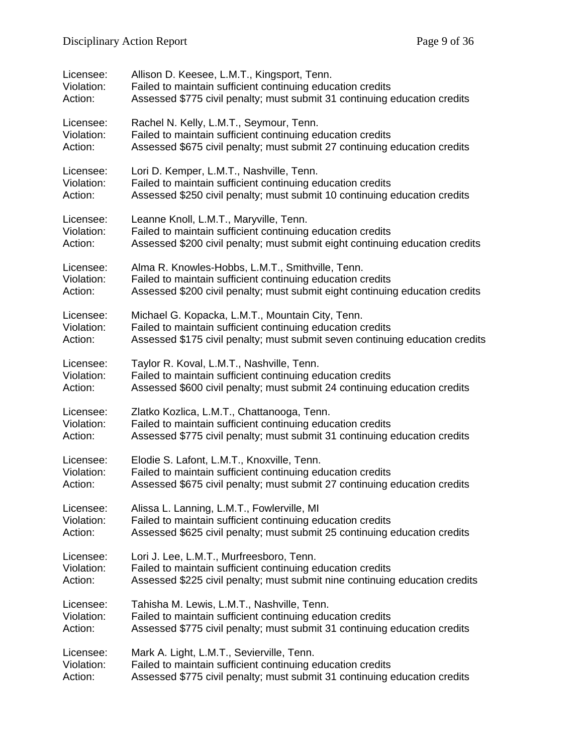Licensee: Allison D. Keesee, L.M.T., Kingsport, Tenn.
Violation: Failed to maintain sufficient continuing education credits
Action: Assessed $775 civil penalty; must submit 31 continuing education credits

Licensee: Rachel N. Kelly, L.M.T., Seymour, Tenn.
Violation: Failed to maintain sufficient continuing education credits
Action: Assessed $675 civil penalty; must submit 27 continuing education credits

Licensee: Lori D. Kemper, L.M.T., Nashville, Tenn.
Violation: Failed to maintain sufficient continuing education credits
Action: Assessed $250 civil penalty; must submit 10 continuing education credits

Licensee: Leanne Knoll, L.M.T., Maryville, Tenn.
Violation: Failed to maintain sufficient continuing education credits
Action: Assessed $200 civil penalty; must submit eight continuing education credits

Licensee: Alma R. Knowles-Hobbs, L.M.T., Smithville, Tenn.
Violation: Failed to maintain sufficient continuing education credits
Action: Assessed $200 civil penalty; must submit eight continuing education credits

Licensee: Michael G. Kopacka, L.M.T., Mountain City, Tenn.
Violation: Failed to maintain sufficient continuing education credits
Action: Assessed $175 civil penalty; must submit seven continuing education credits

Licensee: Taylor R. Koval, L.M.T., Nashville, Tenn.
Violation: Failed to maintain sufficient continuing education credits
Action: Assessed $600 civil penalty; must submit 24 continuing education credits

Licensee: Zlatko Kozlica, L.M.T., Chattanooga, Tenn.
Violation: Failed to maintain sufficient continuing education credits
Action: Assessed $775 civil penalty; must submit 31 continuing education credits

Licensee: Elodie S. Lafont, L.M.T., Knoxville, Tenn.
Violation: Failed to maintain sufficient continuing education credits
Action: Assessed $675 civil penalty; must submit 27 continuing education credits

Licensee: Alissa L. Lanning, L.M.T., Fowlerville, MI
Violation: Failed to maintain sufficient continuing education credits
Action: Assessed $625 civil penalty; must submit 25 continuing education credits

Licensee: Lori J. Lee, L.M.T., Murfreesboro, Tenn.
Violation: Failed to maintain sufficient continuing education credits
Action: Assessed $225 civil penalty; must submit nine continuing education credits

Licensee: Tahisha M. Lewis, L.M.T., Nashville, Tenn.
Violation: Failed to maintain sufficient continuing education credits
Action: Assessed $775 civil penalty; must submit 31 continuing education credits

Licensee: Mark A. Light, L.M.T., Sevierville, Tenn.
Violation: Failed to maintain sufficient continuing education credits
Action: Assessed $775 civil penalty; must submit 31 continuing education credits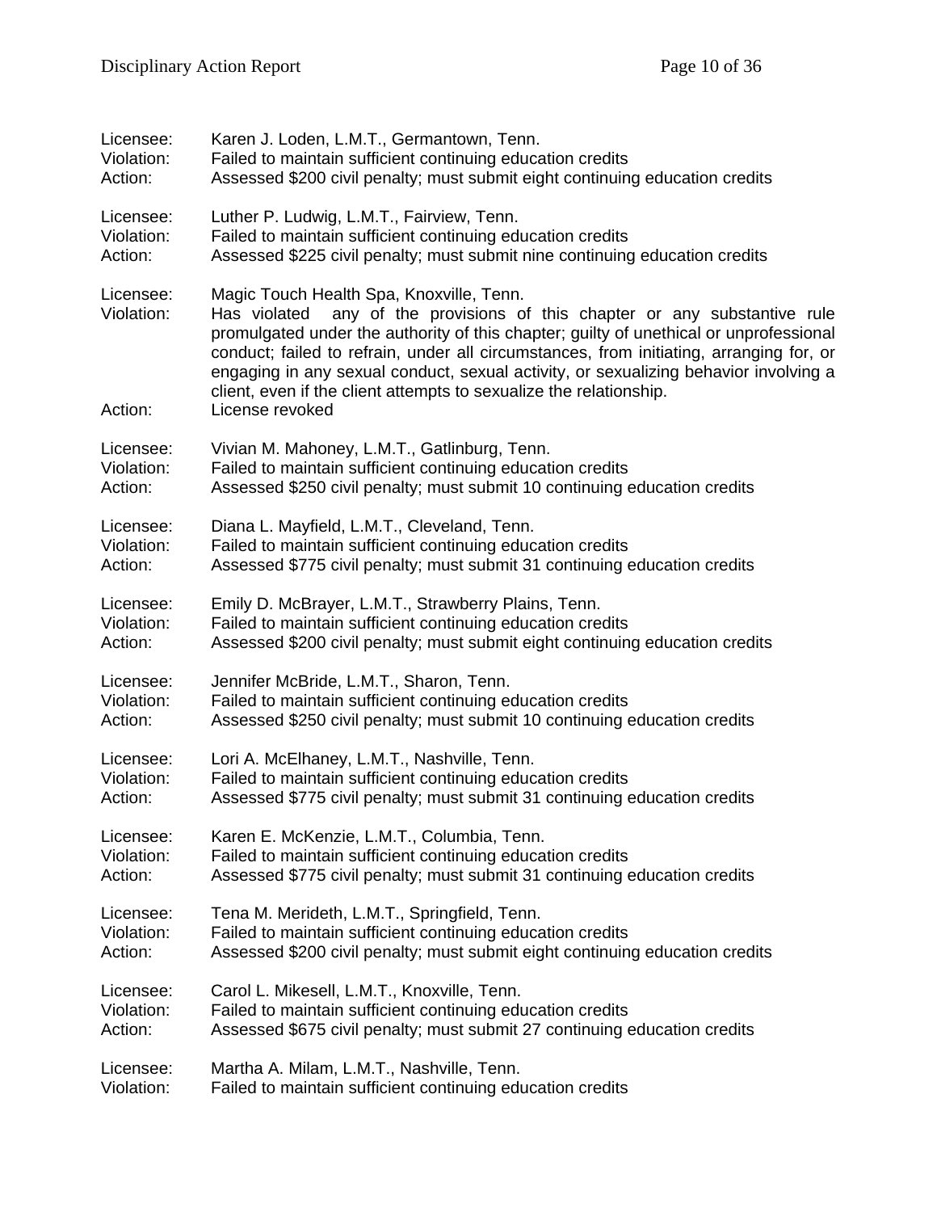Licensee: Karen J. Loden, L.M.T., Germantown, Tenn.
Violation: Failed to maintain sufficient continuing education credits
Action: Assessed $200 civil penalty; must submit eight continuing education credits

Licensee: Luther P. Ludwig, L.M.T., Fairview, Tenn.
Violation: Failed to maintain sufficient continuing education credits
Action: Assessed $225 civil penalty; must submit nine continuing education credits

Licensee: Magic Touch Health Spa, Knoxville, Tenn.
Violation: Has violated any of the provisions of this chapter or any substantive rule promulgated under the authority of this chapter; guilty of unethical or unprofessional conduct; failed to refrain, under all circumstances, from initiating, arranging for, or engaging in any sexual conduct, sexual activity, or sexualizing behavior involving a client, even if the client attempts to sexualize the relationship.
Action: License revoked

Licensee: Vivian M. Mahoney, L.M.T., Gatlinburg, Tenn.
Violation: Failed to maintain sufficient continuing education credits
Action: Assessed $250 civil penalty; must submit 10 continuing education credits

Licensee: Diana L. Mayfield, L.M.T., Cleveland, Tenn.
Violation: Failed to maintain sufficient continuing education credits
Action: Assessed $775 civil penalty; must submit 31 continuing education credits

Licensee: Emily D. McBrayer, L.M.T., Strawberry Plains, Tenn.
Violation: Failed to maintain sufficient continuing education credits
Action: Assessed $200 civil penalty; must submit eight continuing education credits

Licensee: Jennifer McBride, L.M.T., Sharon, Tenn.
Violation: Failed to maintain sufficient continuing education credits
Action: Assessed $250 civil penalty; must submit 10 continuing education credits

Licensee: Lori A. McElhaney, L.M.T., Nashville, Tenn.
Violation: Failed to maintain sufficient continuing education credits
Action: Assessed $775 civil penalty; must submit 31 continuing education credits

Licensee: Karen E. McKenzie, L.M.T., Columbia, Tenn.
Violation: Failed to maintain sufficient continuing education credits
Action: Assessed $775 civil penalty; must submit 31 continuing education credits

Licensee: Tena M. Merideth, L.M.T., Springfield, Tenn.
Violation: Failed to maintain sufficient continuing education credits
Action: Assessed $200 civil penalty; must submit eight continuing education credits

Licensee: Carol L. Mikesell, L.M.T., Knoxville, Tenn.
Violation: Failed to maintain sufficient continuing education credits
Action: Assessed $675 civil penalty; must submit 27 continuing education credits

Licensee: Martha A. Milam, L.M.T., Nashville, Tenn.
Violation: Failed to maintain sufficient continuing education credits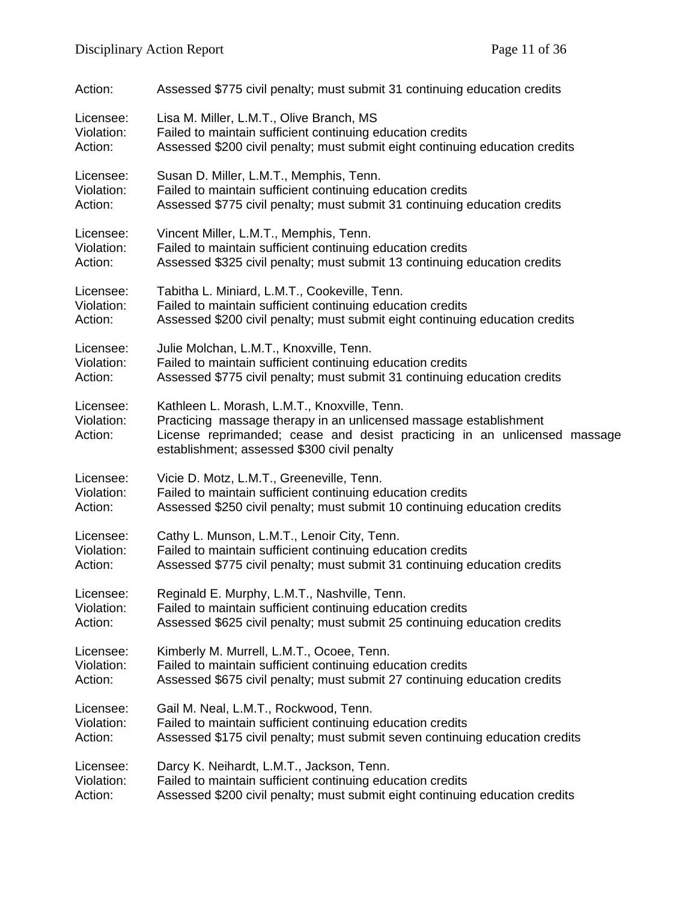Action: Assessed $775 civil penalty; must submit 31 continuing education credits

Licensee: Lisa M. Miller, L.M.T., Olive Branch, MS
Violation: Failed to maintain sufficient continuing education credits
Action: Assessed $200 civil penalty; must submit eight continuing education credits

Licensee: Susan D. Miller, L.M.T., Memphis, Tenn.
Violation: Failed to maintain sufficient continuing education credits
Action: Assessed $775 civil penalty; must submit 31 continuing education credits

Licensee: Vincent Miller, L.M.T., Memphis, Tenn.
Violation: Failed to maintain sufficient continuing education credits
Action: Assessed $325 civil penalty; must submit 13 continuing education credits

Licensee: Tabitha L. Miniard, L.M.T., Cookeville, Tenn.
Violation: Failed to maintain sufficient continuing education credits
Action: Assessed $200 civil penalty; must submit eight continuing education credits

Licensee: Julie Molchan, L.M.T., Knoxville, Tenn.
Violation: Failed to maintain sufficient continuing education credits
Action: Assessed $775 civil penalty; must submit 31 continuing education credits

Licensee: Kathleen L. Morash, L.M.T., Knoxville, Tenn.
Violation: Practicing massage therapy in an unlicensed massage establishment
Action: License reprimanded; cease and desist practicing in an unlicensed massage establishment; assessed $300 civil penalty

Licensee: Vicie D. Motz, L.M.T., Greeneville, Tenn.
Violation: Failed to maintain sufficient continuing education credits
Action: Assessed $250 civil penalty; must submit 10 continuing education credits

Licensee: Cathy L. Munson, L.M.T., Lenoir City, Tenn.
Violation: Failed to maintain sufficient continuing education credits
Action: Assessed $775 civil penalty; must submit 31 continuing education credits

Licensee: Reginald E. Murphy, L.M.T., Nashville, Tenn.
Violation: Failed to maintain sufficient continuing education credits
Action: Assessed $625 civil penalty; must submit 25 continuing education credits

Licensee: Kimberly M. Murrell, L.M.T., Ocoee, Tenn.
Violation: Failed to maintain sufficient continuing education credits
Action: Assessed $675 civil penalty; must submit 27 continuing education credits

Licensee: Gail M. Neal, L.M.T., Rockwood, Tenn.
Violation: Failed to maintain sufficient continuing education credits
Action: Assessed $175 civil penalty; must submit seven continuing education credits

Licensee: Darcy K. Neihardt, L.M.T., Jackson, Tenn.
Violation: Failed to maintain sufficient continuing education credits
Action: Assessed $200 civil penalty; must submit eight continuing education credits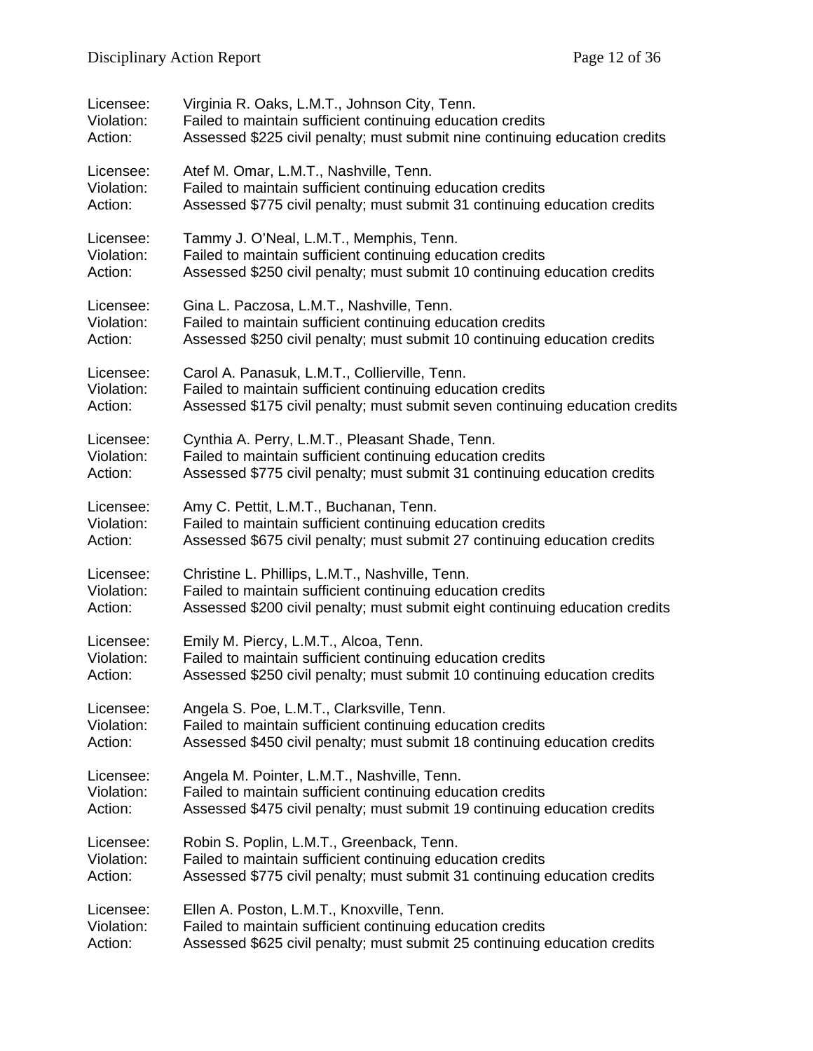Licensee: Virginia R. Oaks, L.M.T., Johnson City, Tenn.
Violation: Failed to maintain sufficient continuing education credits
Action: Assessed $225 civil penalty; must submit nine continuing education credits

Licensee: Atef M. Omar, L.M.T., Nashville, Tenn.
Violation: Failed to maintain sufficient continuing education credits
Action: Assessed $775 civil penalty; must submit 31 continuing education credits

Licensee: Tammy J. O'Neal, L.M.T., Memphis, Tenn.
Violation: Failed to maintain sufficient continuing education credits
Action: Assessed $250 civil penalty; must submit 10 continuing education credits

Licensee: Gina L. Paczosa, L.M.T., Nashville, Tenn.
Violation: Failed to maintain sufficient continuing education credits
Action: Assessed $250 civil penalty; must submit 10 continuing education credits

Licensee: Carol A. Panasuk, L.M.T., Collierville, Tenn.
Violation: Failed to maintain sufficient continuing education credits
Action: Assessed $175 civil penalty; must submit seven continuing education credits

Licensee: Cynthia A. Perry, L.M.T., Pleasant Shade, Tenn.
Violation: Failed to maintain sufficient continuing education credits
Action: Assessed $775 civil penalty; must submit 31 continuing education credits

Licensee: Amy C. Pettit, L.M.T., Buchanan, Tenn.
Violation: Failed to maintain sufficient continuing education credits
Action: Assessed $675 civil penalty; must submit 27 continuing education credits

Licensee: Christine L. Phillips, L.M.T., Nashville, Tenn.
Violation: Failed to maintain sufficient continuing education credits
Action: Assessed $200 civil penalty; must submit eight continuing education credits

Licensee: Emily M. Piercy, L.M.T., Alcoa, Tenn.
Violation: Failed to maintain sufficient continuing education credits
Action: Assessed $250 civil penalty; must submit 10 continuing education credits

Licensee: Angela S. Poe, L.M.T., Clarksville, Tenn.
Violation: Failed to maintain sufficient continuing education credits
Action: Assessed $450 civil penalty; must submit 18 continuing education credits

Licensee: Angela M. Pointer, L.M.T., Nashville, Tenn.
Violation: Failed to maintain sufficient continuing education credits
Action: Assessed $475 civil penalty; must submit 19 continuing education credits

Licensee: Robin S. Poplin, L.M.T., Greenback, Tenn.
Violation: Failed to maintain sufficient continuing education credits
Action: Assessed $775 civil penalty; must submit 31 continuing education credits

Licensee: Ellen A. Poston, L.M.T., Knoxville, Tenn.
Violation: Failed to maintain sufficient continuing education credits
Action: Assessed $625 civil penalty; must submit 25 continuing education credits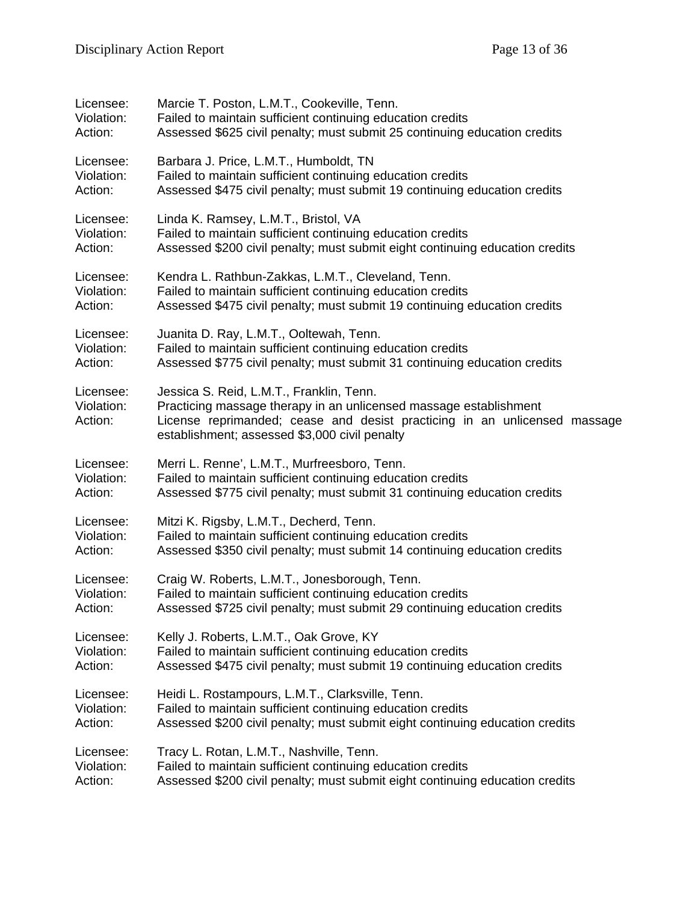Licensee: Marcie T. Poston, L.M.T., Cookeville, Tenn.
Violation: Failed to maintain sufficient continuing education credits
Action: Assessed $625 civil penalty; must submit 25 continuing education credits

Licensee: Barbara J. Price, L.M.T., Humboldt, TN
Violation: Failed to maintain sufficient continuing education credits
Action: Assessed $475 civil penalty; must submit 19 continuing education credits

Licensee: Linda K. Ramsey, L.M.T., Bristol, VA
Violation: Failed to maintain sufficient continuing education credits
Action: Assessed $200 civil penalty; must submit eight continuing education credits

Licensee: Kendra L. Rathbun-Zakkas, L.M.T., Cleveland, Tenn.
Violation: Failed to maintain sufficient continuing education credits
Action: Assessed $475 civil penalty; must submit 19 continuing education credits

Licensee: Juanita D. Ray, L.M.T., Ooltewah, Tenn.
Violation: Failed to maintain sufficient continuing education credits
Action: Assessed $775 civil penalty; must submit 31 continuing education credits

Licensee: Jessica S. Reid, L.M.T., Franklin, Tenn.
Violation: Practicing massage therapy in an unlicensed massage establishment
Action: License reprimanded; cease and desist practicing in an unlicensed massage establishment; assessed $3,000 civil penalty

Licensee: Merri L. Renne', L.M.T., Murfreesboro, Tenn.
Violation: Failed to maintain sufficient continuing education credits
Action: Assessed $775 civil penalty; must submit 31 continuing education credits

Licensee: Mitzi K. Rigsby, L.M.T., Decherd, Tenn.
Violation: Failed to maintain sufficient continuing education credits
Action: Assessed $350 civil penalty; must submit 14 continuing education credits

Licensee: Craig W. Roberts, L.M.T., Jonesborough, Tenn.
Violation: Failed to maintain sufficient continuing education credits
Action: Assessed $725 civil penalty; must submit 29 continuing education credits

Licensee: Kelly J. Roberts, L.M.T., Oak Grove, KY
Violation: Failed to maintain sufficient continuing education credits
Action: Assessed $475 civil penalty; must submit 19 continuing education credits

Licensee: Heidi L. Rostampours, L.M.T., Clarksville, Tenn.
Violation: Failed to maintain sufficient continuing education credits
Action: Assessed $200 civil penalty; must submit eight continuing education credits

Licensee: Tracy L. Rotan, L.M.T., Nashville, Tenn.
Violation: Failed to maintain sufficient continuing education credits
Action: Assessed $200 civil penalty; must submit eight continuing education credits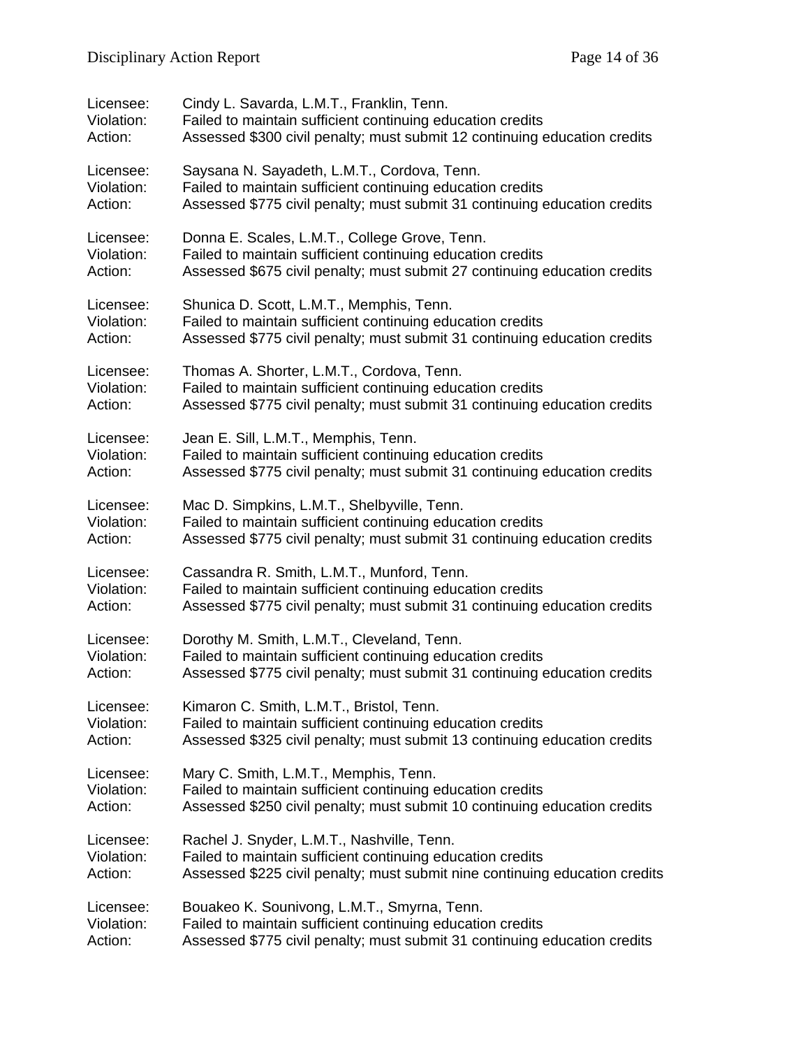Licensee: Cindy L. Savarda, L.M.T., Franklin, Tenn.
Violation: Failed to maintain sufficient continuing education credits
Action: Assessed $300 civil penalty; must submit 12 continuing education credits

Licensee: Saysana N. Sayadeth, L.M.T., Cordova, Tenn.
Violation: Failed to maintain sufficient continuing education credits
Action: Assessed $775 civil penalty; must submit 31 continuing education credits

Licensee: Donna E. Scales, L.M.T., College Grove, Tenn.
Violation: Failed to maintain sufficient continuing education credits
Action: Assessed $675 civil penalty; must submit 27 continuing education credits

Licensee: Shunica D. Scott, L.M.T., Memphis, Tenn.
Violation: Failed to maintain sufficient continuing education credits
Action: Assessed $775 civil penalty; must submit 31 continuing education credits

Licensee: Thomas A. Shorter, L.M.T., Cordova, Tenn.
Violation: Failed to maintain sufficient continuing education credits
Action: Assessed $775 civil penalty; must submit 31 continuing education credits

Licensee: Jean E. Sill, L.M.T., Memphis, Tenn.
Violation: Failed to maintain sufficient continuing education credits
Action: Assessed $775 civil penalty; must submit 31 continuing education credits

Licensee: Mac D. Simpkins, L.M.T., Shelbyville, Tenn.
Violation: Failed to maintain sufficient continuing education credits
Action: Assessed $775 civil penalty; must submit 31 continuing education credits

Licensee: Cassandra R. Smith, L.M.T., Munford, Tenn.
Violation: Failed to maintain sufficient continuing education credits
Action: Assessed $775 civil penalty; must submit 31 continuing education credits

Licensee: Dorothy M. Smith, L.M.T., Cleveland, Tenn.
Violation: Failed to maintain sufficient continuing education credits
Action: Assessed $775 civil penalty; must submit 31 continuing education credits

Licensee: Kimaron C. Smith, L.M.T., Bristol, Tenn.
Violation: Failed to maintain sufficient continuing education credits
Action: Assessed $325 civil penalty; must submit 13 continuing education credits

Licensee: Mary C. Smith, L.M.T., Memphis, Tenn.
Violation: Failed to maintain sufficient continuing education credits
Action: Assessed $250 civil penalty; must submit 10 continuing education credits

Licensee: Rachel J. Snyder, L.M.T., Nashville, Tenn.
Violation: Failed to maintain sufficient continuing education credits
Action: Assessed $225 civil penalty; must submit nine continuing education credits

Licensee: Bouakeo K. Sounivong, L.M.T., Smyrna, Tenn.
Violation: Failed to maintain sufficient continuing education credits
Action: Assessed $775 civil penalty; must submit 31 continuing education credits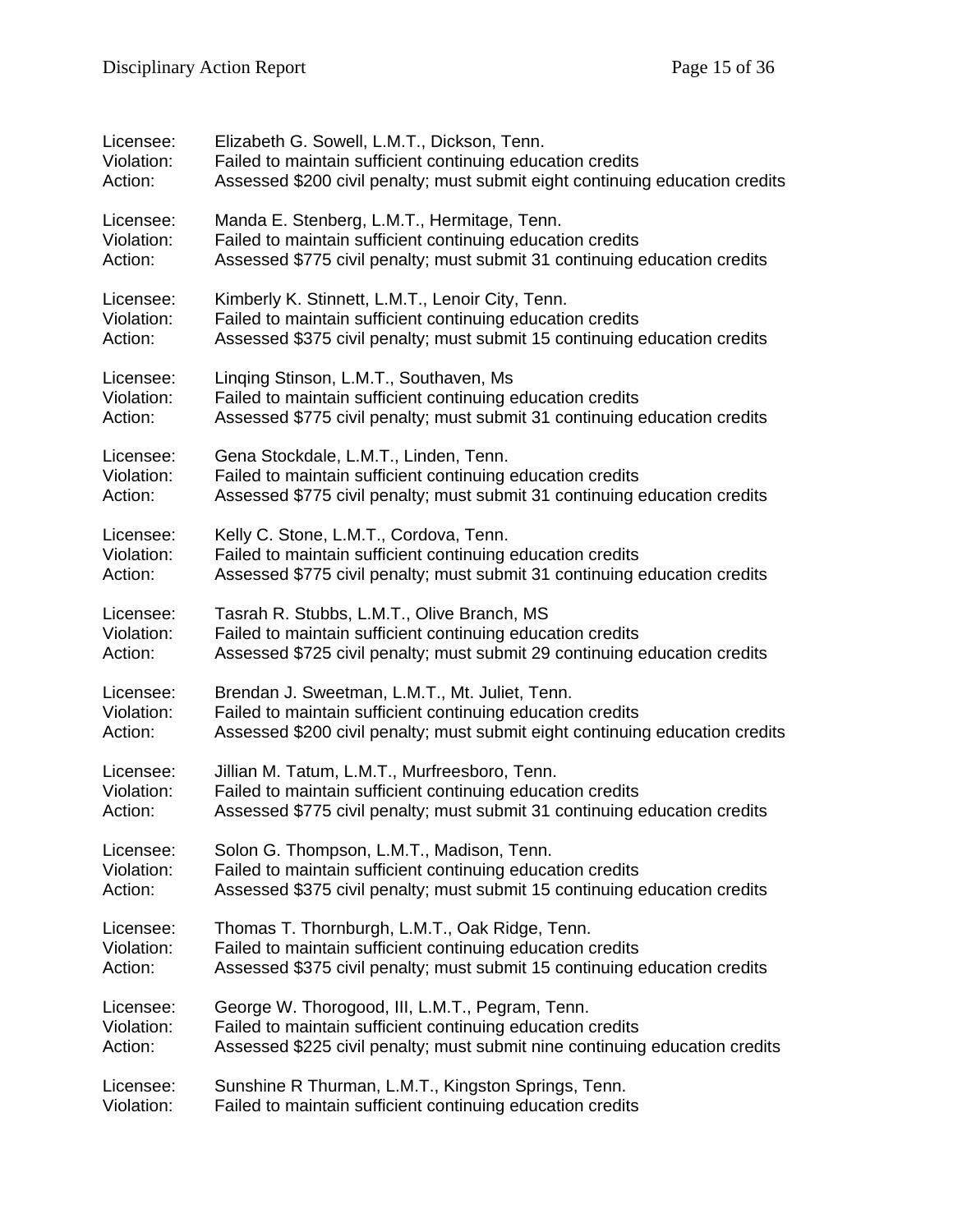Licensee: Elizabeth G. Sowell, L.M.T., Dickson, Tenn.
Violation: Failed to maintain sufficient continuing education credits
Action: Assessed $200 civil penalty; must submit eight continuing education credits

Licensee: Manda E. Stenberg, L.M.T., Hermitage, Tenn.
Violation: Failed to maintain sufficient continuing education credits
Action: Assessed $775 civil penalty; must submit 31 continuing education credits

Licensee: Kimberly K. Stinnett, L.M.T., Lenoir City, Tenn.
Violation: Failed to maintain sufficient continuing education credits
Action: Assessed $375 civil penalty; must submit 15 continuing education credits

Licensee: Linqing Stinson, L.M.T., Southaven, Ms
Violation: Failed to maintain sufficient continuing education credits
Action: Assessed $775 civil penalty; must submit 31 continuing education credits

Licensee: Gena Stockdale, L.M.T., Linden, Tenn.
Violation: Failed to maintain sufficient continuing education credits
Action: Assessed $775 civil penalty; must submit 31 continuing education credits

Licensee: Kelly C. Stone, L.M.T., Cordova, Tenn.
Violation: Failed to maintain sufficient continuing education credits
Action: Assessed $775 civil penalty; must submit 31 continuing education credits

Licensee: Tasrah R. Stubbs, L.M.T., Olive Branch, MS
Violation: Failed to maintain sufficient continuing education credits
Action: Assessed $725 civil penalty; must submit 29 continuing education credits

Licensee: Brendan J. Sweetman, L.M.T., Mt. Juliet, Tenn.
Violation: Failed to maintain sufficient continuing education credits
Action: Assessed $200 civil penalty; must submit eight continuing education credits

Licensee: Jillian M. Tatum, L.M.T., Murfreesboro, Tenn.
Violation: Failed to maintain sufficient continuing education credits
Action: Assessed $775 civil penalty; must submit 31 continuing education credits

Licensee: Solon G. Thompson, L.M.T., Madison, Tenn.
Violation: Failed to maintain sufficient continuing education credits
Action: Assessed $375 civil penalty; must submit 15 continuing education credits

Licensee: Thomas T. Thornburgh, L.M.T., Oak Ridge, Tenn.
Violation: Failed to maintain sufficient continuing education credits
Action: Assessed $375 civil penalty; must submit 15 continuing education credits

Licensee: George W. Thorogood, III, L.M.T., Pegram, Tenn.
Violation: Failed to maintain sufficient continuing education credits
Action: Assessed $225 civil penalty; must submit nine continuing education credits

Licensee: Sunshine R Thurman, L.M.T., Kingston Springs, Tenn.
Violation: Failed to maintain sufficient continuing education credits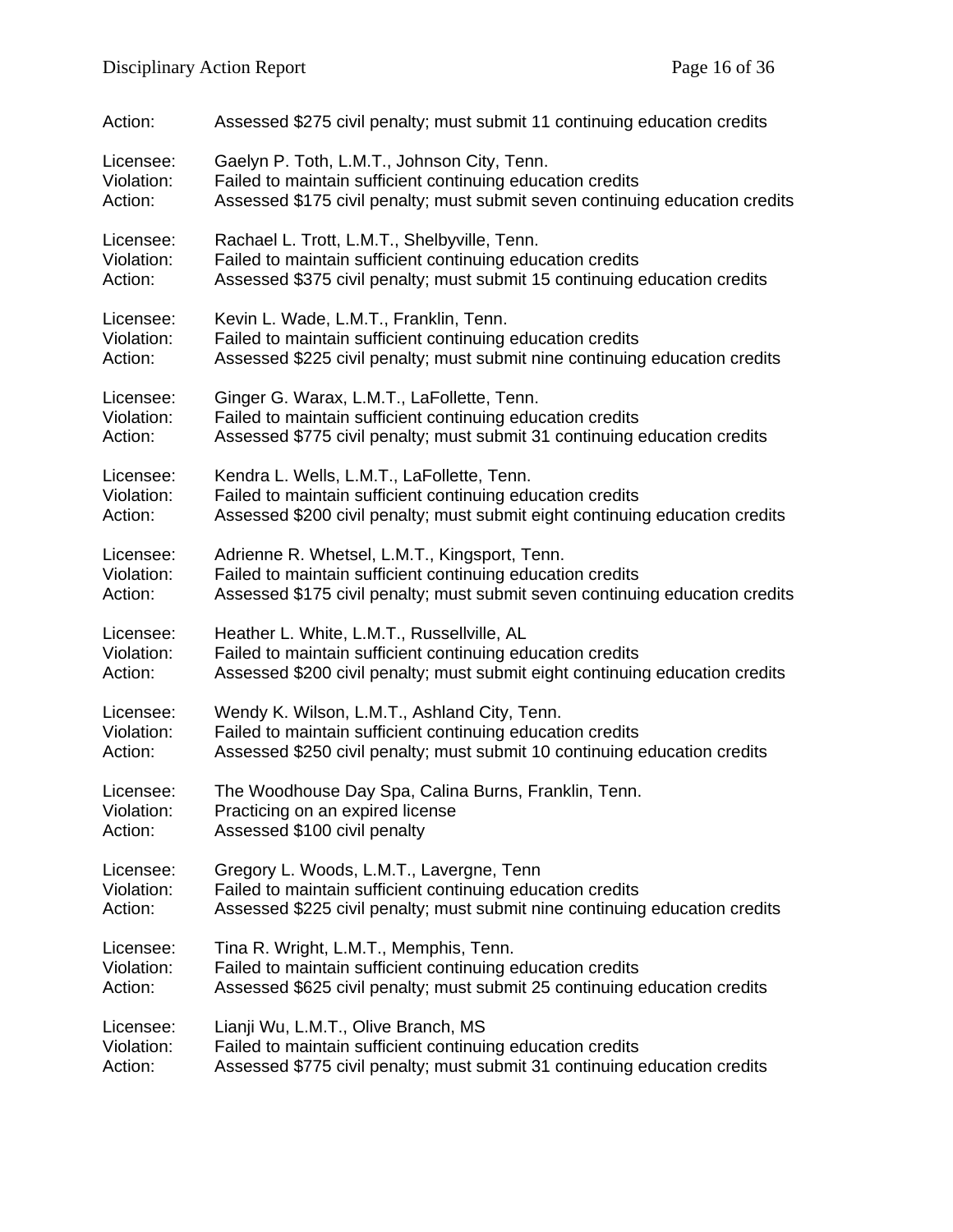Action: Assessed $275 civil penalty; must submit 11 continuing education credits

Licensee: Gaelyn P. Toth, L.M.T., Johnson City, Tenn.
Violation: Failed to maintain sufficient continuing education credits
Action: Assessed $175 civil penalty; must submit seven continuing education credits

Licensee: Rachael L. Trott, L.M.T., Shelbyville, Tenn.
Violation: Failed to maintain sufficient continuing education credits
Action: Assessed $375 civil penalty; must submit 15 continuing education credits

Licensee: Kevin L. Wade, L.M.T., Franklin, Tenn.
Violation: Failed to maintain sufficient continuing education credits
Action: Assessed $225 civil penalty; must submit nine continuing education credits

Licensee: Ginger G. Warax, L.M.T., LaFollette, Tenn.
Violation: Failed to maintain sufficient continuing education credits
Action: Assessed $775 civil penalty; must submit 31 continuing education credits

Licensee: Kendra L. Wells, L.M.T., LaFollette, Tenn.
Violation: Failed to maintain sufficient continuing education credits
Action: Assessed $200 civil penalty; must submit eight continuing education credits

Licensee: Adrienne R. Whetsel, L.M.T., Kingsport, Tenn.
Violation: Failed to maintain sufficient continuing education credits
Action: Assessed $175 civil penalty; must submit seven continuing education credits

Licensee: Heather L. White, L.M.T., Russellville, AL
Violation: Failed to maintain sufficient continuing education credits
Action: Assessed $200 civil penalty; must submit eight continuing education credits

Licensee: Wendy K. Wilson, L.M.T., Ashland City, Tenn.
Violation: Failed to maintain sufficient continuing education credits
Action: Assessed $250 civil penalty; must submit 10 continuing education credits

Licensee: The Woodhouse Day Spa, Calina Burns, Franklin, Tenn.
Violation: Practicing on an expired license
Action: Assessed $100 civil penalty

Licensee: Gregory L. Woods, L.M.T., Lavergne, Tenn
Violation: Failed to maintain sufficient continuing education credits
Action: Assessed $225 civil penalty; must submit nine continuing education credits

Licensee: Tina R. Wright, L.M.T., Memphis, Tenn.
Violation: Failed to maintain sufficient continuing education credits
Action: Assessed $625 civil penalty; must submit 25 continuing education credits

Licensee: Lianji Wu, L.M.T., Olive Branch, MS
Violation: Failed to maintain sufficient continuing education credits
Action: Assessed $775 civil penalty; must submit 31 continuing education credits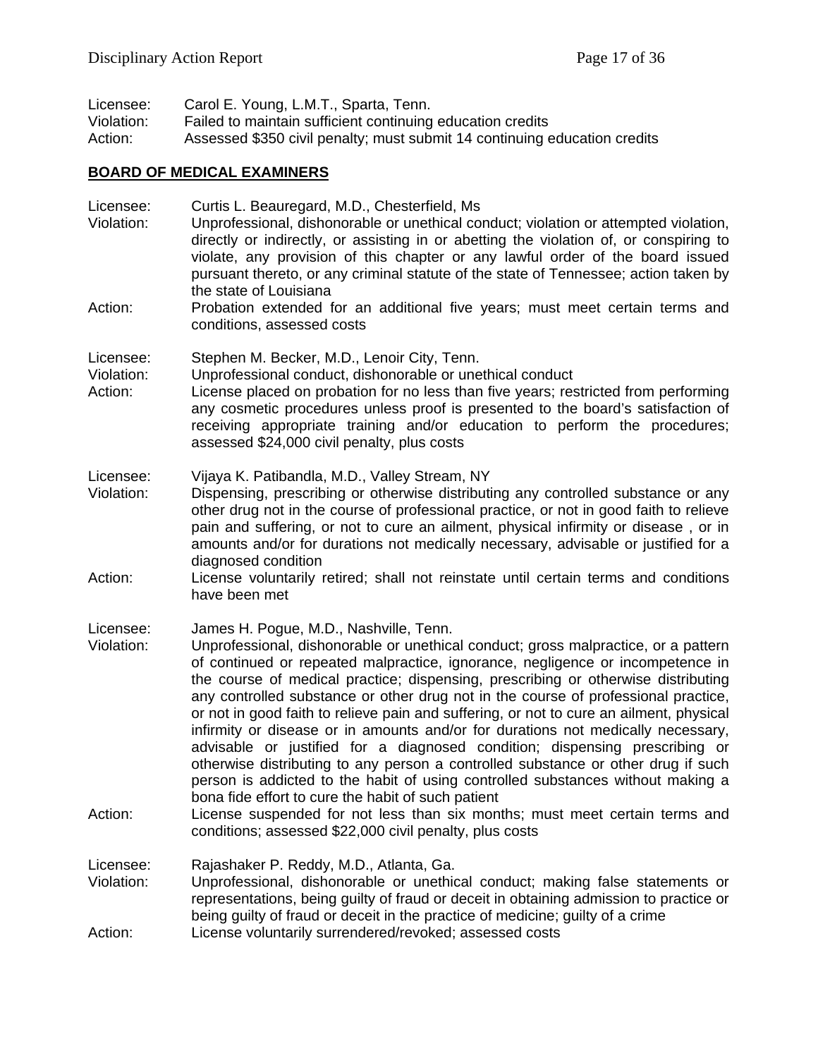Licensee: Carol E. Young, L.M.T., Sparta, Tenn.
Violation: Failed to maintain sufficient continuing education credits
Action: Assessed $350 civil penalty; must submit 14 continuing education credits

## BOARD OF MEDICAL EXAMINERS

Licensee: Curtis L. Beauregard, M.D., Chesterfield, Ms
Violation: Unprofessional, dishonorable or unethical conduct; violation or attempted violation, directly or indirectly, or assisting in or abetting the violation of, or conspiring to violate, any provision of this chapter or any lawful order of the board issued pursuant thereto, or any criminal statute of the state of Tennessee; action taken by the state of Louisiana
Action: Probation extended for an additional five years; must meet certain terms and conditions, assessed costs

Licensee: Stephen M. Becker, M.D., Lenoir City, Tenn.
Violation: Unprofessional conduct, dishonorable or unethical conduct
Action: License placed on probation for no less than five years; restricted from performing any cosmetic procedures unless proof is presented to the board's satisfaction of receiving appropriate training and/or education to perform the procedures; assessed $24,000 civil penalty, plus costs

Licensee: Vijaya K. Patibandla, M.D., Valley Stream, NY
Violation: Dispensing, prescribing or otherwise distributing any controlled substance or any other drug not in the course of professional practice, or not in good faith to relieve pain and suffering, or not to cure an ailment, physical infirmity or disease , or in amounts and/or for durations not medically necessary, advisable or justified for a diagnosed condition
Action: License voluntarily retired; shall not reinstate until certain terms and conditions have been met

Licensee: James H. Pogue, M.D., Nashville, Tenn.
Violation: Unprofessional, dishonorable or unethical conduct; gross malpractice, or a pattern of continued or repeated malpractice, ignorance, negligence or incompetence in the course of medical practice; dispensing, prescribing or otherwise distributing any controlled substance or other drug not in the course of professional practice, or not in good faith to relieve pain and suffering, or not to cure an ailment, physical infirmity or disease or in amounts and/or for durations not medically necessary, advisable or justified for a diagnosed condition; dispensing prescribing or otherwise distributing to any person a controlled substance or other drug if such person is addicted to the habit of using controlled substances without making a bona fide effort to cure the habit of such patient
Action: License suspended for not less than six months; must meet certain terms and conditions; assessed $22,000 civil penalty, plus costs

Licensee: Rajashaker P. Reddy, M.D., Atlanta, Ga.
Violation: Unprofessional, dishonorable or unethical conduct; making false statements or representations, being guilty of fraud or deceit in obtaining admission to practice or being guilty of fraud or deceit in the practice of medicine; guilty of a crime
Action: License voluntarily surrendered/revoked; assessed costs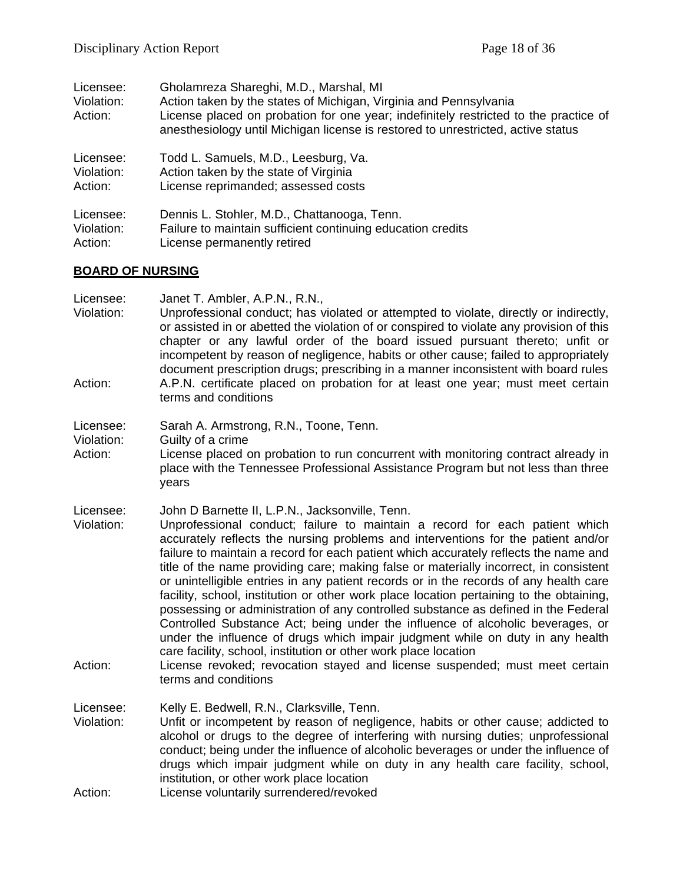Licensee: Gholamreza Shareghi, M.D., Marshal, MI
Violation: Action taken by the states of Michigan, Virginia and Pennsylvania
Action: License placed on probation for one year; indefinitely restricted to the practice of anesthesiology until Michigan license is restored to unrestricted, active status

Licensee: Todd L. Samuels, M.D., Leesburg, Va.
Violation: Action taken by the state of Virginia
Action: License reprimanded; assessed costs

Licensee: Dennis L. Stohler, M.D., Chattanooga, Tenn.
Violation: Failure to maintain sufficient continuing education credits
Action: License permanently retired

## BOARD OF NURSING

Licensee: Janet T. Ambler, A.P.N., R.N.,
Violation: Unprofessional conduct; has violated or attempted to violate, directly or indirectly, or assisted in or abetted the violation of or conspired to violate any provision of this chapter or any lawful order of the board issued pursuant thereto; unfit or incompetent by reason of negligence, habits or other cause; failed to appropriately document prescription drugs; prescribing in a manner inconsistent with board rules
Action: A.P.N. certificate placed on probation for at least one year; must meet certain terms and conditions

Licensee: Sarah A. Armstrong, R.N., Toone, Tenn.
Violation: Guilty of a crime
Action: License placed on probation to run concurrent with monitoring contract already in place with the Tennessee Professional Assistance Program but not less than three years

Licensee: John D Barnette II, L.P.N., Jacksonville, Tenn.
Violation: Unprofessional conduct; failure to maintain a record for each patient which accurately reflects the nursing problems and interventions for the patient and/or failure to maintain a record for each patient which accurately reflects the name and title of the name providing care; making false or materially incorrect, in consistent or unintelligible entries in any patient records or in the records of any health care facility, school, institution or other work place location pertaining to the obtaining, possessing or administration of any controlled substance as defined in the Federal Controlled Substance Act; being under the influence of alcoholic beverages, or under the influence of drugs which impair judgment while on duty in any health care facility, school, institution or other work place location
Action: License revoked; revocation stayed and license suspended; must meet certain terms and conditions

Licensee: Kelly E. Bedwell, R.N., Clarksville, Tenn.
Violation: Unfit or incompetent by reason of negligence, habits or other cause; addicted to alcohol or drugs to the degree of interfering with nursing duties; unprofessional conduct; being under the influence of alcoholic beverages or under the influence of drugs which impair judgment while on duty in any health care facility, school, institution, or other work place location
Action: License voluntarily surrendered/revoked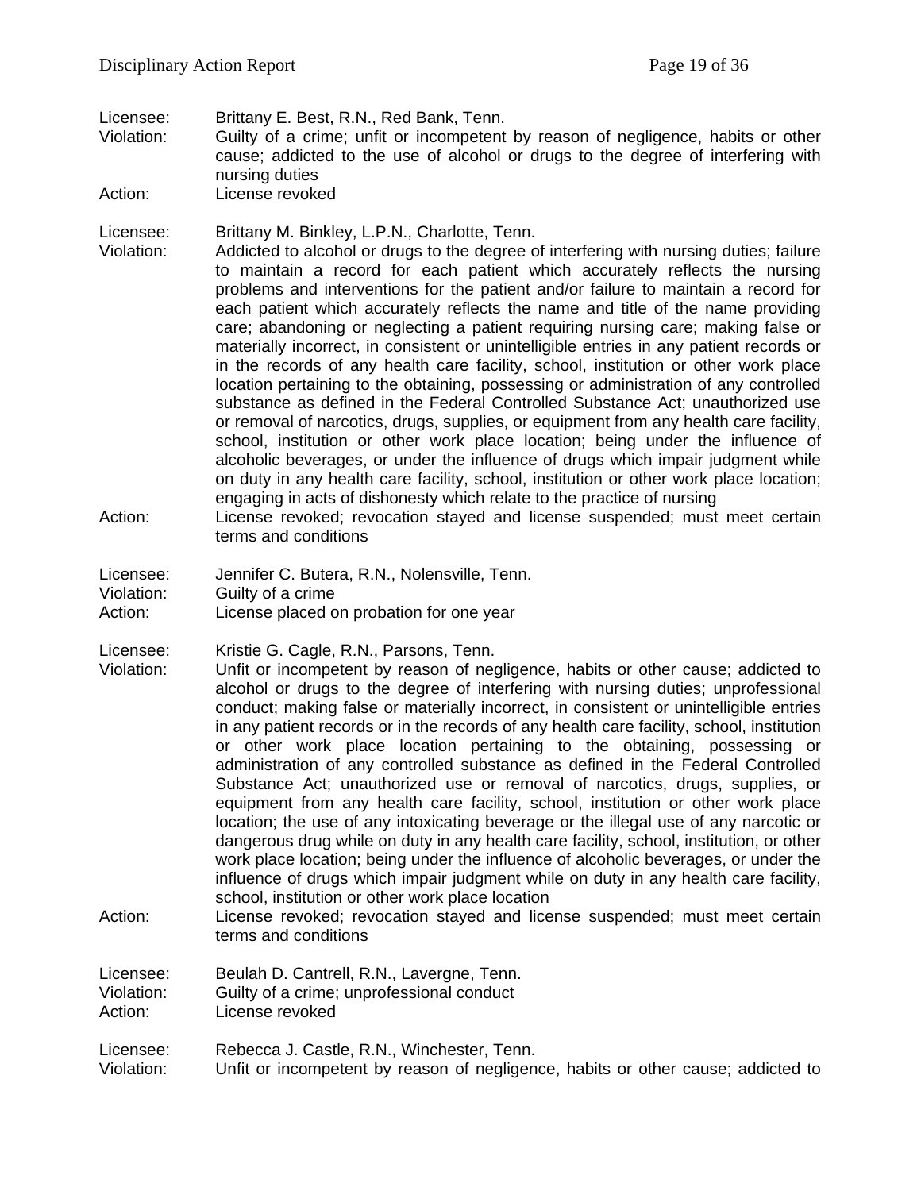Licensee: Brittany E. Best, R.N., Red Bank, Tenn.
Violation: Guilty of a crime; unfit or incompetent by reason of negligence, habits or other cause; addicted to the use of alcohol or drugs to the degree of interfering with nursing duties
Action: License revoked

Licensee: Brittany M. Binkley, L.P.N., Charlotte, Tenn.
Violation: Addicted to alcohol or drugs to the degree of interfering with nursing duties; failure to maintain a record for each patient which accurately reflects the nursing problems and interventions for the patient and/or failure to maintain a record for each patient which accurately reflects the name and title of the name providing care; abandoning or neglecting a patient requiring nursing care; making false or materially incorrect, in consistent or unintelligible entries in any patient records or in the records of any health care facility, school, institution or other work place location pertaining to the obtaining, possessing or administration of any controlled substance as defined in the Federal Controlled Substance Act; unauthorized use or removal of narcotics, drugs, supplies, or equipment from any health care facility, school, institution or other work place location; being under the influence of alcoholic beverages, or under the influence of drugs which impair judgment while on duty in any health care facility, school, institution or other work place location; engaging in acts of dishonesty which relate to the practice of nursing
Action: License revoked; revocation stayed and license suspended; must meet certain terms and conditions

Licensee: Jennifer C. Butera, R.N., Nolensville, Tenn.
Violation: Guilty of a crime
Action: License placed on probation for one year

Licensee: Kristie G. Cagle, R.N., Parsons, Tenn.
Violation: Unfit or incompetent by reason of negligence, habits or other cause; addicted to alcohol or drugs to the degree of interfering with nursing duties; unprofessional conduct; making false or materially incorrect, in consistent or unintelligible entries in any patient records or in the records of any health care facility, school, institution or other work place location pertaining to the obtaining, possessing or administration of any controlled substance as defined in the Federal Controlled Substance Act; unauthorized use or removal of narcotics, drugs, supplies, or equipment from any health care facility, school, institution or other work place location; the use of any intoxicating beverage or the illegal use of any narcotic or dangerous drug while on duty in any health care facility, school, institution, or other work place location; being under the influence of alcoholic beverages, or under the influence of drugs which impair judgment while on duty in any health care facility, school, institution or other work place location
Action: License revoked; revocation stayed and license suspended; must meet certain terms and conditions

Licensee: Beulah D. Cantrell, R.N., Lavergne, Tenn.
Violation: Guilty of a crime; unprofessional conduct
Action: License revoked

Licensee: Rebecca J. Castle, R.N., Winchester, Tenn.
Violation: Unfit or incompetent by reason of negligence, habits or other cause; addicted to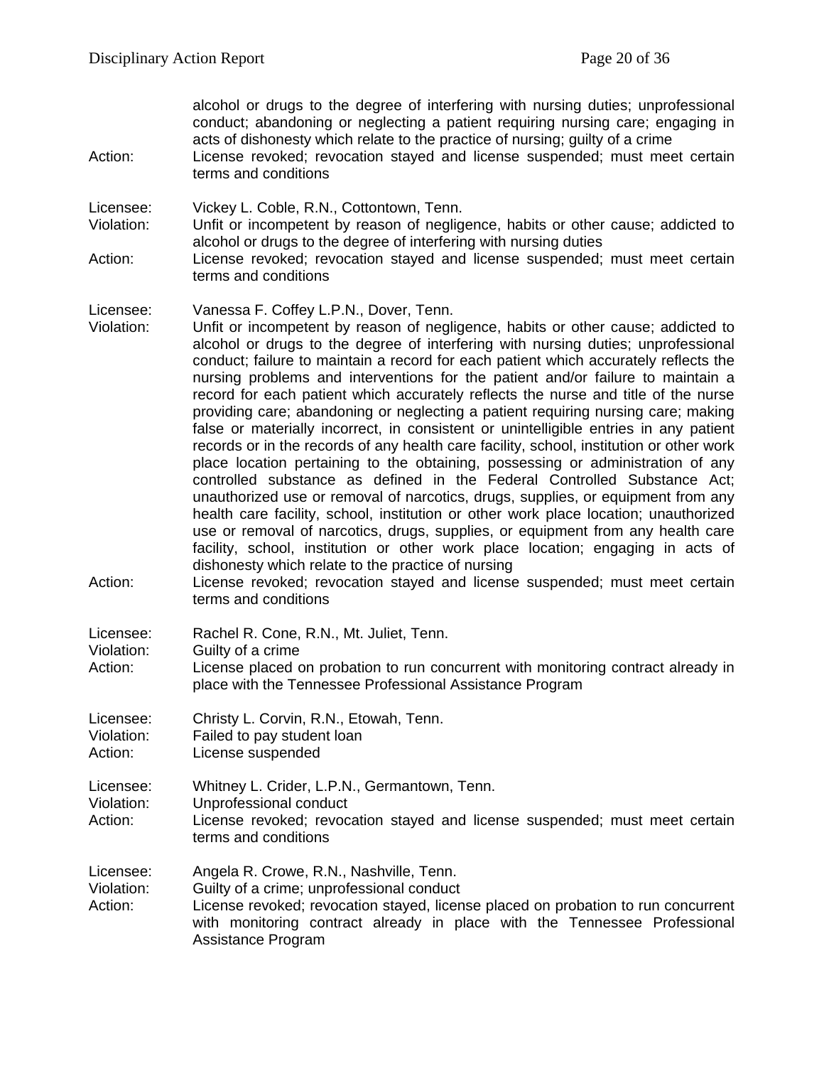alcohol or drugs to the degree of interfering with nursing duties; unprofessional conduct; abandoning or neglecting a patient requiring nursing care; engaging in acts of dishonesty which relate to the practice of nursing; guilty of a crime

Action: License revoked; revocation stayed and license suspended; must meet certain terms and conditions

Licensee: Vickey L. Coble, R.N., Cottontown, Tenn.
Violation: Unfit or incompetent by reason of negligence, habits or other cause; addicted to alcohol or drugs to the degree of interfering with nursing duties
Action: License revoked; revocation stayed and license suspended; must meet certain terms and conditions

Licensee: Vanessa F. Coffey L.P.N., Dover, Tenn.
Violation: Unfit or incompetent by reason of negligence, habits or other cause; addicted to alcohol or drugs to the degree of interfering with nursing duties; unprofessional conduct; failure to maintain a record for each patient which accurately reflects the nursing problems and interventions for the patient and/or failure to maintain a record for each patient which accurately reflects the nurse and title of the nurse providing care; abandoning or neglecting a patient requiring nursing care; making false or materially incorrect, in consistent or unintelligible entries in any patient records or in the records of any health care facility, school, institution or other work place location pertaining to the obtaining, possessing or administration of any controlled substance as defined in the Federal Controlled Substance Act; unauthorized use or removal of narcotics, drugs, supplies, or equipment from any health care facility, school, institution or other work place location; unauthorized use or removal of narcotics, drugs, supplies, or equipment from any health care facility, school, institution or other work place location; engaging in acts of dishonesty which relate to the practice of nursing
Action: License revoked; revocation stayed and license suspended; must meet certain terms and conditions

Licensee: Rachel R. Cone, R.N., Mt. Juliet, Tenn.
Violation: Guilty of a crime
Action: License placed on probation to run concurrent with monitoring contract already in place with the Tennessee Professional Assistance Program

Licensee: Christy L. Corvin, R.N., Etowah, Tenn.
Violation: Failed to pay student loan
Action: License suspended

Licensee: Whitney L. Crider, L.P.N., Germantown, Tenn.
Violation: Unprofessional conduct
Action: License revoked; revocation stayed and license suspended; must meet certain terms and conditions

Licensee: Angela R. Crowe, R.N., Nashville, Tenn.
Violation: Guilty of a crime; unprofessional conduct
Action: License revoked; revocation stayed, license placed on probation to run concurrent with monitoring contract already in place with the Tennessee Professional Assistance Program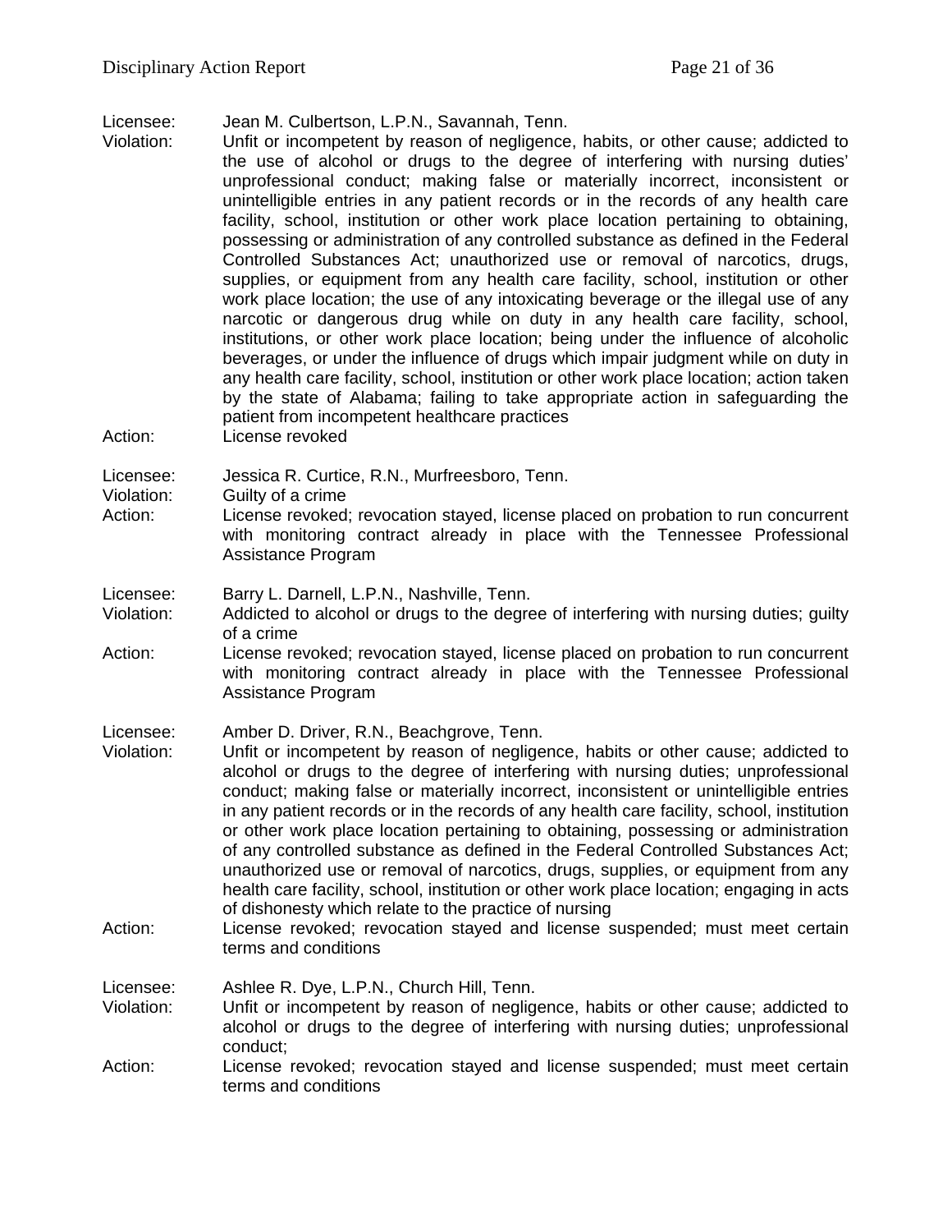Licensee: Jean M. Culbertson, L.P.N., Savannah, Tenn.
Violation: Unfit or incompetent by reason of negligence, habits, or other cause; addicted to the use of alcohol or drugs to the degree of interfering with nursing duties' unprofessional conduct; making false or materially incorrect, inconsistent or unintelligible entries in any patient records or in the records of any health care facility, school, institution or other work place location pertaining to obtaining, possessing or administration of any controlled substance as defined in the Federal Controlled Substances Act; unauthorized use or removal of narcotics, drugs, supplies, or equipment from any health care facility, school, institution or other work place location; the use of any intoxicating beverage or the illegal use of any narcotic or dangerous drug while on duty in any health care facility, school, institutions, or other work place location; being under the influence of alcoholic beverages, or under the influence of drugs which impair judgment while on duty in any health care facility, school, institution or other work place location; action taken by the state of Alabama; failing to take appropriate action in safeguarding the patient from incompetent healthcare practices
Action: License revoked

Licensee: Jessica R. Curtice, R.N., Murfreesboro, Tenn.
Violation: Guilty of a crime
Action: License revoked; revocation stayed, license placed on probation to run concurrent with monitoring contract already in place with the Tennessee Professional Assistance Program

Licensee: Barry L. Darnell, L.P.N., Nashville, Tenn.
Violation: Addicted to alcohol or drugs to the degree of interfering with nursing duties; guilty of a crime
Action: License revoked; revocation stayed, license placed on probation to run concurrent with monitoring contract already in place with the Tennessee Professional Assistance Program

Licensee: Amber D. Driver, R.N., Beachgrove, Tenn.
Violation: Unfit or incompetent by reason of negligence, habits or other cause; addicted to alcohol or drugs to the degree of interfering with nursing duties; unprofessional conduct; making false or materially incorrect, inconsistent or unintelligible entries in any patient records or in the records of any health care facility, school, institution or other work place location pertaining to obtaining, possessing or administration of any controlled substance as defined in the Federal Controlled Substances Act; unauthorized use or removal of narcotics, drugs, supplies, or equipment from any health care facility, school, institution or other work place location; engaging in acts of dishonesty which relate to the practice of nursing
Action: License revoked; revocation stayed and license suspended; must meet certain terms and conditions

Licensee: Ashlee R. Dye, L.P.N., Church Hill, Tenn.
Violation: Unfit or incompetent by reason of negligence, habits or other cause; addicted to alcohol or drugs to the degree of interfering with nursing duties; unprofessional conduct;
Action: License revoked; revocation stayed and license suspended; must meet certain terms and conditions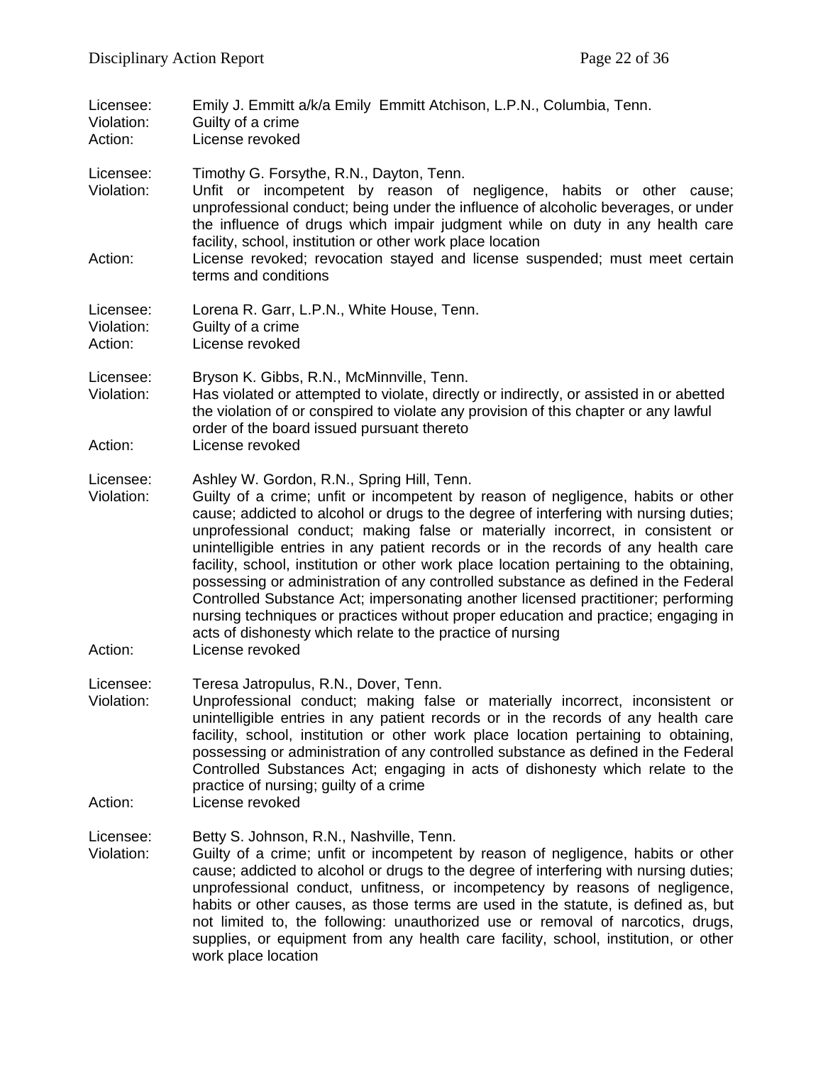Licensee: Emily J. Emmitt a/k/a Emily Emmitt Atchison, L.P.N., Columbia, Tenn.
Violation: Guilty of a crime
Action: License revoked

Licensee: Timothy G. Forsythe, R.N., Dayton, Tenn.
Violation: Unfit or incompetent by reason of negligence, habits or other cause; unprofessional conduct; being under the influence of alcoholic beverages, or under the influence of drugs which impair judgment while on duty in any health care facility, school, institution or other work place location
Action: License revoked; revocation stayed and license suspended; must meet certain terms and conditions

Licensee: Lorena R. Garr, L.P.N., White House, Tenn.
Violation: Guilty of a crime
Action: License revoked

Licensee: Bryson K. Gibbs, R.N., McMinnville, Tenn.
Violation: Has violated or attempted to violate, directly or indirectly, or assisted in or abetted the violation of or conspired to violate any provision of this chapter or any lawful order of the board issued pursuant thereto
Action: License revoked

Licensee: Ashley W. Gordon, R.N., Spring Hill, Tenn.
Violation: Guilty of a crime; unfit or incompetent by reason of negligence, habits or other cause; addicted to alcohol or drugs to the degree of interfering with nursing duties; unprofessional conduct; making false or materially incorrect, in consistent or unintelligible entries in any patient records or in the records of any health care facility, school, institution or other work place location pertaining to the obtaining, possessing or administration of any controlled substance as defined in the Federal Controlled Substance Act; impersonating another licensed practitioner; performing nursing techniques or practices without proper education and practice; engaging in acts of dishonesty which relate to the practice of nursing
Action: License revoked

Licensee: Teresa Jatropulus, R.N., Dover, Tenn.
Violation: Unprofessional conduct; making false or materially incorrect, inconsistent or unintelligible entries in any patient records or in the records of any health care facility, school, institution or other work place location pertaining to obtaining, possessing or administration of any controlled substance as defined in the Federal Controlled Substances Act; engaging in acts of dishonesty which relate to the practice of nursing; guilty of a crime
Action: License revoked

Licensee: Betty S. Johnson, R.N., Nashville, Tenn.
Violation: Guilty of a crime; unfit or incompetent by reason of negligence, habits or other cause; addicted to alcohol or drugs to the degree of interfering with nursing duties; unprofessional conduct, unfitness, or incompetency by reasons of negligence, habits or other causes, as those terms are used in the statute, is defined as, but not limited to, the following: unauthorized use or removal of narcotics, drugs, supplies, or equipment from any health care facility, school, institution, or other work place location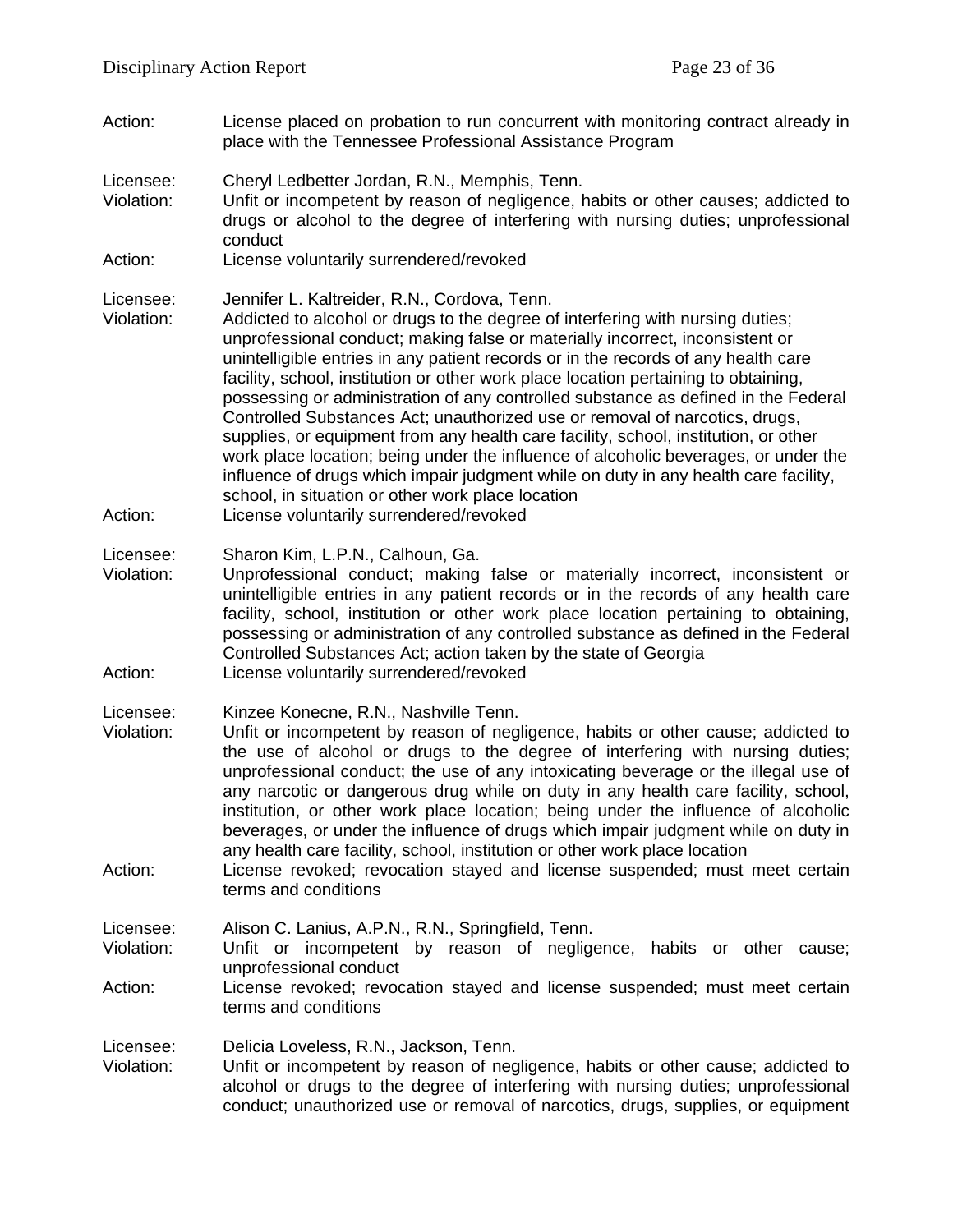Action: License placed on probation to run concurrent with monitoring contract already in place with the Tennessee Professional Assistance Program

Licensee: Cheryl Ledbetter Jordan, R.N., Memphis, Tenn.
Violation: Unfit or incompetent by reason of negligence, habits or other causes; addicted to drugs or alcohol to the degree of interfering with nursing duties; unprofessional conduct
Action: License voluntarily surrendered/revoked

Licensee: Jennifer L. Kaltreider, R.N., Cordova, Tenn.
Violation: Addicted to alcohol or drugs to the degree of interfering with nursing duties; unprofessional conduct; making false or materially incorrect, inconsistent or unintelligible entries in any patient records or in the records of any health care facility, school, institution or other work place location pertaining to obtaining, possessing or administration of any controlled substance as defined in the Federal Controlled Substances Act; unauthorized use or removal of narcotics, drugs, supplies, or equipment from any health care facility, school, institution, or other work place location; being under the influence of alcoholic beverages, or under the influence of drugs which impair judgment while on duty in any health care facility, school, in situation or other work place location
Action: License voluntarily surrendered/revoked

Licensee: Sharon Kim, L.P.N., Calhoun, Ga.
Violation: Unprofessional conduct; making false or materially incorrect, inconsistent or unintelligible entries in any patient records or in the records of any health care facility, school, institution or other work place location pertaining to obtaining, possessing or administration of any controlled substance as defined in the Federal Controlled Substances Act; action taken by the state of Georgia
Action: License voluntarily surrendered/revoked

Licensee: Kinzee Konecne, R.N., Nashville Tenn.
Violation: Unfit or incompetent by reason of negligence, habits or other cause; addicted to the use of alcohol or drugs to the degree of interfering with nursing duties; unprofessional conduct; the use of any intoxicating beverage or the illegal use of any narcotic or dangerous drug while on duty in any health care facility, school, institution, or other work place location; being under the influence of alcoholic beverages, or under the influence of drugs which impair judgment while on duty in any health care facility, school, institution or other work place location
Action: License revoked; revocation stayed and license suspended; must meet certain terms and conditions

Licensee: Alison C. Lanius, A.P.N., R.N., Springfield, Tenn.
Violation: Unfit or incompetent by reason of negligence, habits or other cause; unprofessional conduct
Action: License revoked; revocation stayed and license suspended; must meet certain terms and conditions

Licensee: Delicia Loveless, R.N., Jackson, Tenn.
Violation: Unfit or incompetent by reason of negligence, habits or other cause; addicted to alcohol or drugs to the degree of interfering with nursing duties; unprofessional conduct; unauthorized use or removal of narcotics, drugs, supplies, or equipment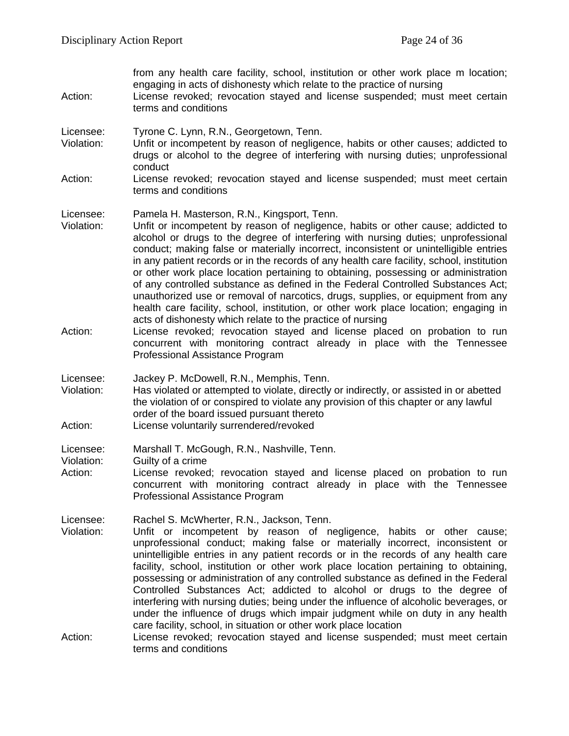from any health care facility, school, institution or other work place m location; engaging in acts of dishonesty which relate to the practice of nursing

Action: License revoked; revocation stayed and license suspended; must meet certain terms and conditions

Licensee: Tyrone C. Lynn, R.N., Georgetown, Tenn.
Violation: Unfit or incompetent by reason of negligence, habits or other causes; addicted to drugs or alcohol to the degree of interfering with nursing duties; unprofessional conduct
Action: License revoked; revocation stayed and license suspended; must meet certain terms and conditions

Licensee: Pamela H. Masterson, R.N., Kingsport, Tenn.
Violation: Unfit or incompetent by reason of negligence, habits or other cause; addicted to alcohol or drugs to the degree of interfering with nursing duties; unprofessional conduct; making false or materially incorrect, inconsistent or unintelligible entries in any patient records or in the records of any health care facility, school, institution or other work place location pertaining to obtaining, possessing or administration of any controlled substance as defined in the Federal Controlled Substances Act; unauthorized use or removal of narcotics, drugs, supplies, or equipment from any health care facility, school, institution, or other work place location; engaging in acts of dishonesty which relate to the practice of nursing
Action: License revoked; revocation stayed and license placed on probation to run concurrent with monitoring contract already in place with the Tennessee Professional Assistance Program

Licensee: Jackey P. McDowell, R.N., Memphis, Tenn.
Violation: Has violated or attempted to violate, directly or indirectly, or assisted in or abetted the violation of or conspired to violate any provision of this chapter or any lawful order of the board issued pursuant thereto
Action: License voluntarily surrendered/revoked

Licensee: Marshall T. McGough, R.N., Nashville, Tenn.
Violation: Guilty of a crime
Action: License revoked; revocation stayed and license placed on probation to run concurrent with monitoring contract already in place with the Tennessee Professional Assistance Program

Licensee: Rachel S. McWherter, R.N., Jackson, Tenn.
Violation: Unfit or incompetent by reason of negligence, habits or other cause; unprofessional conduct; making false or materially incorrect, inconsistent or unintelligible entries in any patient records or in the records of any health care facility, school, institution or other work place location pertaining to obtaining, possessing or administration of any controlled substance as defined in the Federal Controlled Substances Act; addicted to alcohol or drugs to the degree of interfering with nursing duties; being under the influence of alcoholic beverages, or under the influence of drugs which impair judgment while on duty in any health care facility, school, in situation or other work place location
Action: License revoked; revocation stayed and license suspended; must meet certain terms and conditions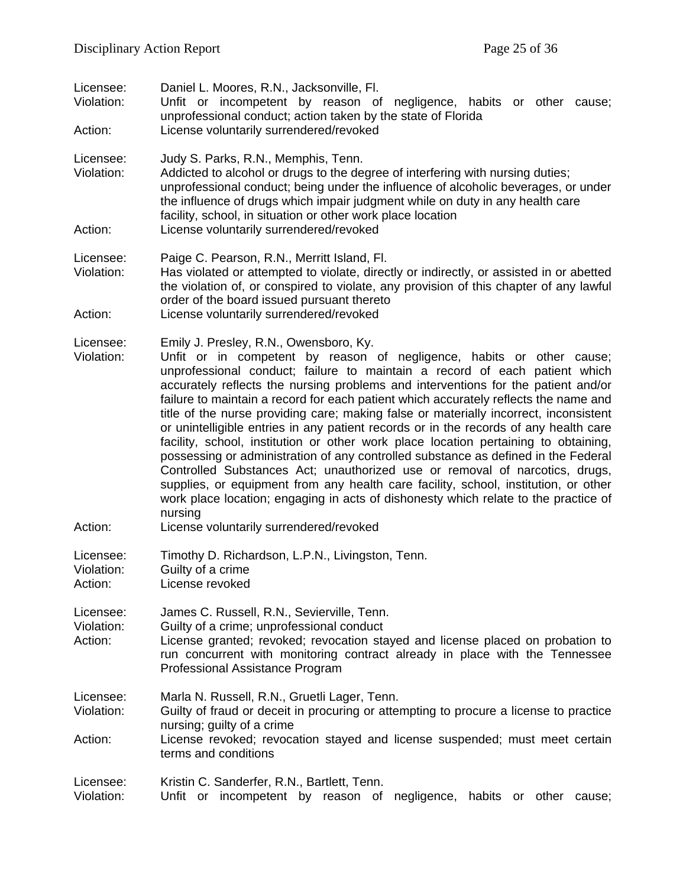Licensee: Daniel L. Moores, R.N., Jacksonville, Fl.
Violation: Unfit or incompetent by reason of negligence, habits or other cause; unprofessional conduct; action taken by the state of Florida
Action: License voluntarily surrendered/revoked

Licensee: Judy S. Parks, R.N., Memphis, Tenn.
Violation: Addicted to alcohol or drugs to the degree of interfering with nursing duties; unprofessional conduct; being under the influence of alcoholic beverages, or under the influence of drugs which impair judgment while on duty in any health care facility, school, in situation or other work place location
Action: License voluntarily surrendered/revoked

Licensee: Paige C. Pearson, R.N., Merritt Island, Fl.
Violation: Has violated or attempted to violate, directly or indirectly, or assisted in or abetted the violation of, or conspired to violate, any provision of this chapter of any lawful order of the board issued pursuant thereto
Action: License voluntarily surrendered/revoked

Licensee: Emily J. Presley, R.N., Owensboro, Ky.
Violation: Unfit or in competent by reason of negligence, habits or other cause; unprofessional conduct; failure to maintain a record of each patient which accurately reflects the nursing problems and interventions for the patient and/or failure to maintain a record for each patient which accurately reflects the name and title of the nurse providing care; making false or materially incorrect, inconsistent or unintelligible entries in any patient records or in the records of any health care facility, school, institution or other work place location pertaining to obtaining, possessing or administration of any controlled substance as defined in the Federal Controlled Substances Act; unauthorized use or removal of narcotics, drugs, supplies, or equipment from any health care facility, school, institution, or other work place location; engaging in acts of dishonesty which relate to the practice of nursing
Action: License voluntarily surrendered/revoked

Licensee: Timothy D. Richardson, L.P.N., Livingston, Tenn.
Violation: Guilty of a crime
Action: License revoked

Licensee: James C. Russell, R.N., Sevierville, Tenn.
Violation: Guilty of a crime; unprofessional conduct
Action: License granted; revoked; revocation stayed and license placed on probation to run concurrent with monitoring contract already in place with the Tennessee Professional Assistance Program

Licensee: Marla N. Russell, R.N., Gruetli Lager, Tenn.
Violation: Guilty of fraud or deceit in procuring or attempting to procure a license to practice nursing; guilty of a crime
Action: License revoked; revocation stayed and license suspended; must meet certain terms and conditions

Licensee: Kristin C. Sanderfer, R.N., Bartlett, Tenn.
Violation: Unfit or incompetent by reason of negligence, habits or other cause;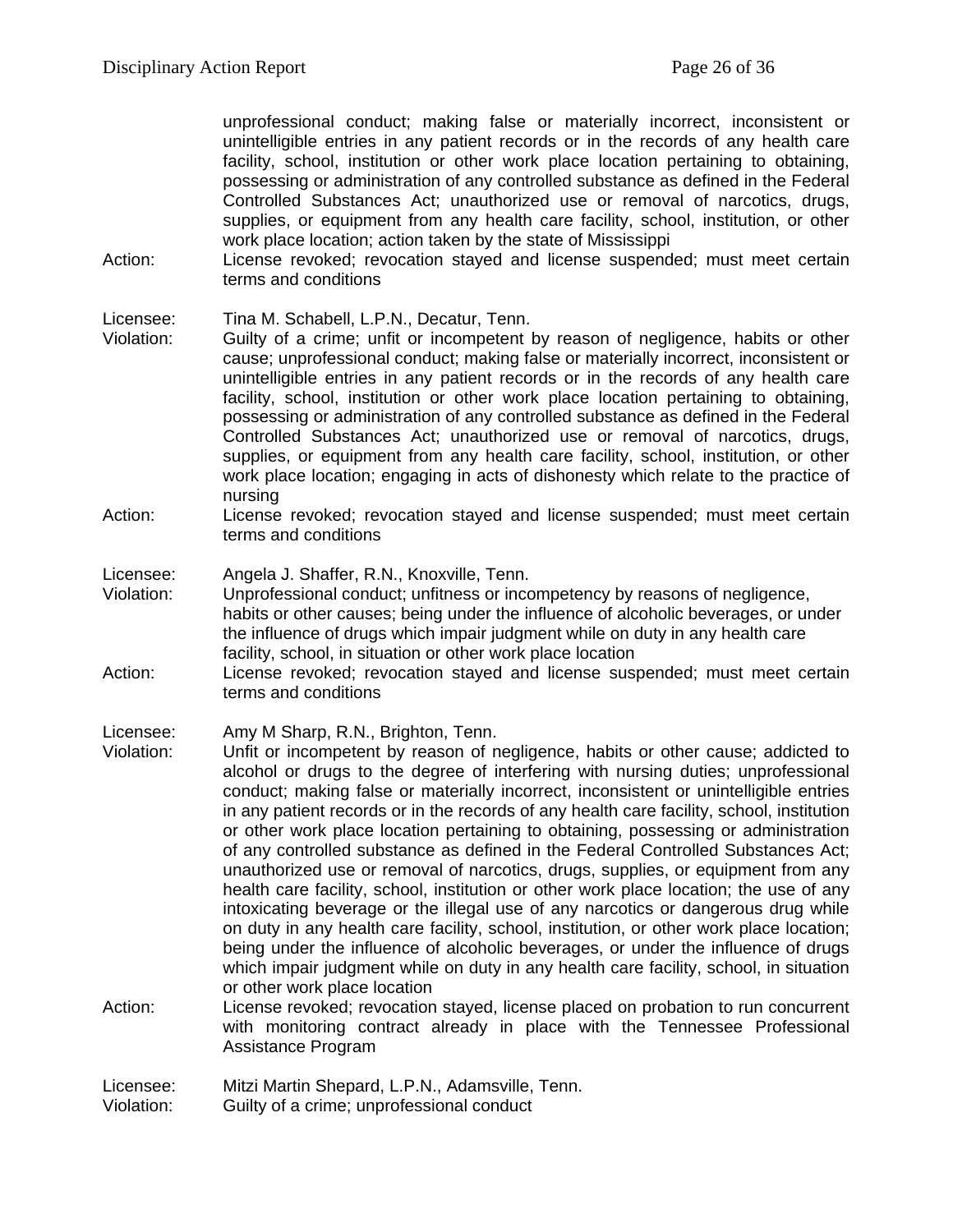unprofessional conduct; making false or materially incorrect, inconsistent or unintelligible entries in any patient records or in the records of any health care facility, school, institution or other work place location pertaining to obtaining, possessing or administration of any controlled substance as defined in the Federal Controlled Substances Act; unauthorized use or removal of narcotics, drugs, supplies, or equipment from any health care facility, school, institution, or other work place location; action taken by the state of Mississippi

Action: License revoked; revocation stayed and license suspended; must meet certain terms and conditions

Licensee: Tina M. Schabell, L.P.N., Decatur, Tenn.

Violation: Guilty of a crime; unfit or incompetent by reason of negligence, habits or other cause; unprofessional conduct; making false or materially incorrect, inconsistent or unintelligible entries in any patient records or in the records of any health care facility, school, institution or other work place location pertaining to obtaining, possessing or administration of any controlled substance as defined in the Federal Controlled Substances Act; unauthorized use or removal of narcotics, drugs, supplies, or equipment from any health care facility, school, institution, or other work place location; engaging in acts of dishonesty which relate to the practice of nursing

Action: License revoked; revocation stayed and license suspended; must meet certain terms and conditions

Licensee: Angela J. Shaffer, R.N., Knoxville, Tenn.

Violation: Unprofessional conduct; unfitness or incompetency by reasons of negligence, habits or other causes; being under the influence of alcoholic beverages, or under the influence of drugs which impair judgment while on duty in any health care facility, school, in situation or other work place location

Action: License revoked; revocation stayed and license suspended; must meet certain terms and conditions

Licensee: Amy M Sharp, R.N., Brighton, Tenn.

Violation: Unfit or incompetent by reason of negligence, habits or other cause; addicted to alcohol or drugs to the degree of interfering with nursing duties; unprofessional conduct; making false or materially incorrect, inconsistent or unintelligible entries in any patient records or in the records of any health care facility, school, institution or other work place location pertaining to obtaining, possessing or administration of any controlled substance as defined in the Federal Controlled Substances Act; unauthorized use or removal of narcotics, drugs, supplies, or equipment from any health care facility, school, institution or other work place location; the use of any intoxicating beverage or the illegal use of any narcotics or dangerous drug while on duty in any health care facility, school, institution, or other work place location; being under the influence of alcoholic beverages, or under the influence of drugs which impair judgment while on duty in any health care facility, school, in situation or other work place location

Action: License revoked; revocation stayed, license placed on probation to run concurrent with monitoring contract already in place with the Tennessee Professional Assistance Program

Licensee: Mitzi Martin Shepard, L.P.N., Adamsville, Tenn.

Violation: Guilty of a crime; unprofessional conduct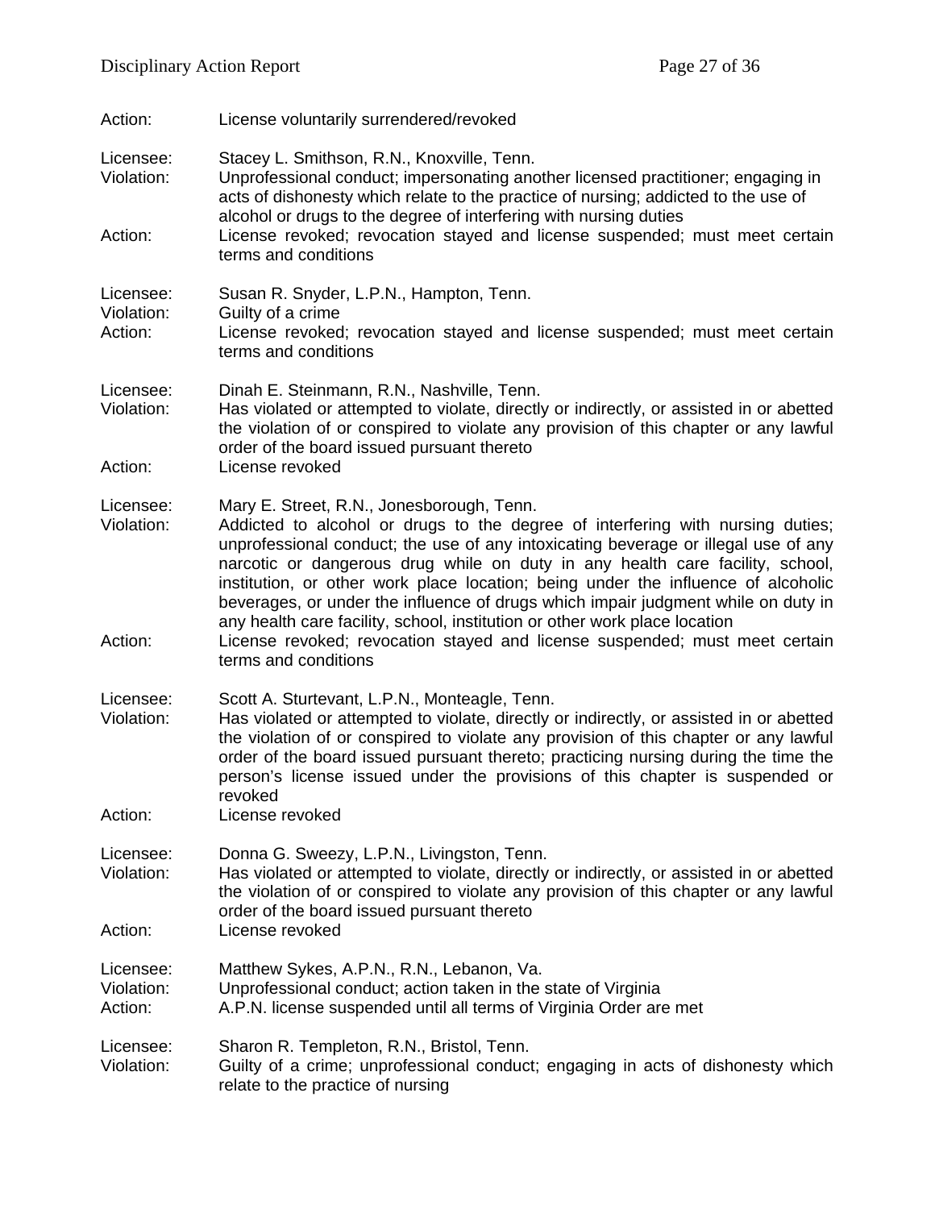Action: License voluntarily surrendered/revoked

Licensee: Stacey L. Smithson, R.N., Knoxville, Tenn.
Violation: Unprofessional conduct; impersonating another licensed practitioner; engaging in acts of dishonesty which relate to the practice of nursing; addicted to the use of alcohol or drugs to the degree of interfering with nursing duties
Action: License revoked; revocation stayed and license suspended; must meet certain terms and conditions

Licensee: Susan R. Snyder, L.P.N., Hampton, Tenn.
Violation: Guilty of a crime
Action: License revoked; revocation stayed and license suspended; must meet certain terms and conditions

Licensee: Dinah E. Steinmann, R.N., Nashville, Tenn.
Violation: Has violated or attempted to violate, directly or indirectly, or assisted in or abetted the violation of or conspired to violate any provision of this chapter or any lawful order of the board issued pursuant thereto
Action: License revoked

Licensee: Mary E. Street, R.N., Jonesborough, Tenn.
Violation: Addicted to alcohol or drugs to the degree of interfering with nursing duties; unprofessional conduct; the use of any intoxicating beverage or illegal use of any narcotic or dangerous drug while on duty in any health care facility, school, institution, or other work place location; being under the influence of alcoholic beverages, or under the influence of drugs which impair judgment while on duty in any health care facility, school, institution or other work place location
Action: License revoked; revocation stayed and license suspended; must meet certain terms and conditions

Licensee: Scott A. Sturtevant, L.P.N., Monteagle, Tenn.
Violation: Has violated or attempted to violate, directly or indirectly, or assisted in or abetted the violation of or conspired to violate any provision of this chapter or any lawful order of the board issued pursuant thereto; practicing nursing during the time the person's license issued under the provisions of this chapter is suspended or revoked
Action: License revoked

Licensee: Donna G. Sweezy, L.P.N., Livingston, Tenn.
Violation: Has violated or attempted to violate, directly or indirectly, or assisted in or abetted the violation of or conspired to violate any provision of this chapter or any lawful order of the board issued pursuant thereto
Action: License revoked

Licensee: Matthew Sykes, A.P.N., R.N., Lebanon, Va.
Violation: Unprofessional conduct; action taken in the state of Virginia
Action: A.P.N. license suspended until all terms of Virginia Order are met

Licensee: Sharon R. Templeton, R.N., Bristol, Tenn.
Violation: Guilty of a crime; unprofessional conduct; engaging in acts of dishonesty which relate to the practice of nursing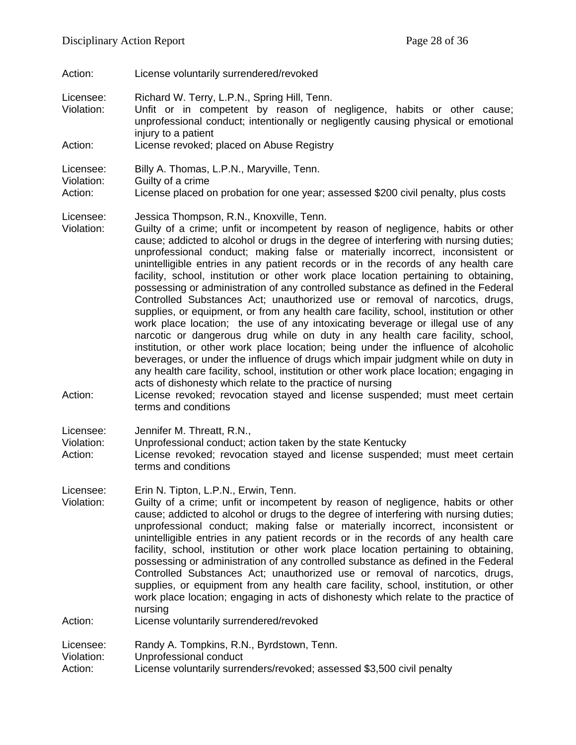Action: License voluntarily surrendered/revoked

Licensee: Richard W. Terry, L.P.N., Spring Hill, Tenn.
Violation: Unfit or in competent by reason of negligence, habits or other cause; unprofessional conduct; intentionally or negligently causing physical or emotional injury to a patient
Action: License revoked; placed on Abuse Registry

Licensee: Billy A. Thomas, L.P.N., Maryville, Tenn.
Violation: Guilty of a crime
Action: License placed on probation for one year; assessed $200 civil penalty, plus costs

Licensee: Jessica Thompson, R.N., Knoxville, Tenn.
Violation: Guilty of a crime; unfit or incompetent by reason of negligence, habits or other cause; addicted to alcohol or drugs in the degree of interfering with nursing duties; unprofessional conduct; making false or materially incorrect, inconsistent or unintelligible entries in any patient records or in the records of any health care facility, school, institution or other work place location pertaining to obtaining, possessing or administration of any controlled substance as defined in the Federal Controlled Substances Act; unauthorized use or removal of narcotics, drugs, supplies, or equipment, or from any health care facility, school, institution or other work place location; the use of any intoxicating beverage or illegal use of any narcotic or dangerous drug while on duty in any health care facility, school, institution, or other work place location; being under the influence of alcoholic beverages, or under the influence of drugs which impair judgment while on duty in any health care facility, school, institution or other work place location; engaging in acts of dishonesty which relate to the practice of nursing
Action: License revoked; revocation stayed and license suspended; must meet certain terms and conditions

Licensee: Jennifer M. Threatt, R.N.,
Violation: Unprofessional conduct; action taken by the state Kentucky
Action: License revoked; revocation stayed and license suspended; must meet certain terms and conditions

Licensee: Erin N. Tipton, L.P.N., Erwin, Tenn.
Violation: Guilty of a crime; unfit or incompetent by reason of negligence, habits or other cause; addicted to alcohol or drugs to the degree of interfering with nursing duties; unprofessional conduct; making false or materially incorrect, inconsistent or unintelligible entries in any patient records or in the records of any health care facility, school, institution or other work place location pertaining to obtaining, possessing or administration of any controlled substance as defined in the Federal Controlled Substances Act; unauthorized use or removal of narcotics, drugs, supplies, or equipment from any health care facility, school, institution, or other work place location; engaging in acts of dishonesty which relate to the practice of nursing
Action: License voluntarily surrendered/revoked

Licensee: Randy A. Tompkins, R.N., Byrdstown, Tenn.
Violation: Unprofessional conduct
Action: License voluntarily surrenders/revoked; assessed $3,500 civil penalty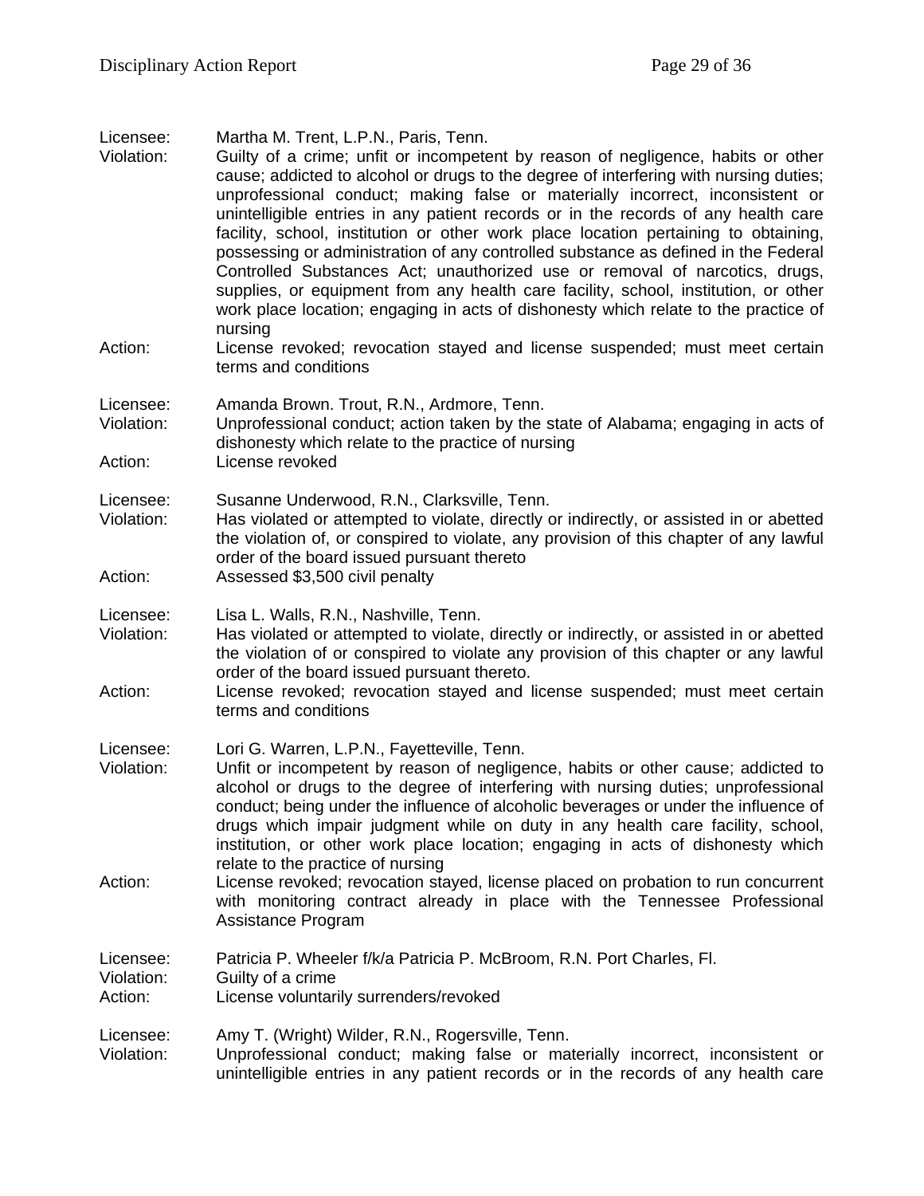Licensee: Martha M. Trent, L.P.N., Paris, Tenn.
Violation: Guilty of a crime; unfit or incompetent by reason of negligence, habits or other cause; addicted to alcohol or drugs to the degree of interfering with nursing duties; unprofessional conduct; making false or materially incorrect, inconsistent or unintelligible entries in any patient records or in the records of any health care facility, school, institution or other work place location pertaining to obtaining, possessing or administration of any controlled substance as defined in the Federal Controlled Substances Act; unauthorized use or removal of narcotics, drugs, supplies, or equipment from any health care facility, school, institution, or other work place location; engaging in acts of dishonesty which relate to the practice of nursing
Action: License revoked; revocation stayed and license suspended; must meet certain terms and conditions

Licensee: Amanda Brown. Trout, R.N., Ardmore, Tenn.
Violation: Unprofessional conduct; action taken by the state of Alabama; engaging in acts of dishonesty which relate to the practice of nursing
Action: License revoked

Licensee: Susanne Underwood, R.N., Clarksville, Tenn.
Violation: Has violated or attempted to violate, directly or indirectly, or assisted in or abetted the violation of, or conspired to violate, any provision of this chapter of any lawful order of the board issued pursuant thereto
Action: Assessed $3,500 civil penalty

Licensee: Lisa L. Walls, R.N., Nashville, Tenn.
Violation: Has violated or attempted to violate, directly or indirectly, or assisted in or abetted the violation of or conspired to violate any provision of this chapter or any lawful order of the board issued pursuant thereto.
Action: License revoked; revocation stayed and license suspended; must meet certain terms and conditions

Licensee: Lori G. Warren, L.P.N., Fayetteville, Tenn.
Violation: Unfit or incompetent by reason of negligence, habits or other cause; addicted to alcohol or drugs to the degree of interfering with nursing duties; unprofessional conduct; being under the influence of alcoholic beverages or under the influence of drugs which impair judgment while on duty in any health care facility, school, institution, or other work place location; engaging in acts of dishonesty which relate to the practice of nursing
Action: License revoked; revocation stayed, license placed on probation to run concurrent with monitoring contract already in place with the Tennessee Professional Assistance Program

Licensee: Patricia P. Wheeler f/k/a Patricia P. McBroom, R.N. Port Charles, Fl.
Violation: Guilty of a crime
Action: License voluntarily surrenders/revoked

Licensee: Amy T. (Wright) Wilder, R.N., Rogersville, Tenn.
Violation: Unprofessional conduct; making false or materially incorrect, inconsistent or unintelligible entries in any patient records or in the records of any health care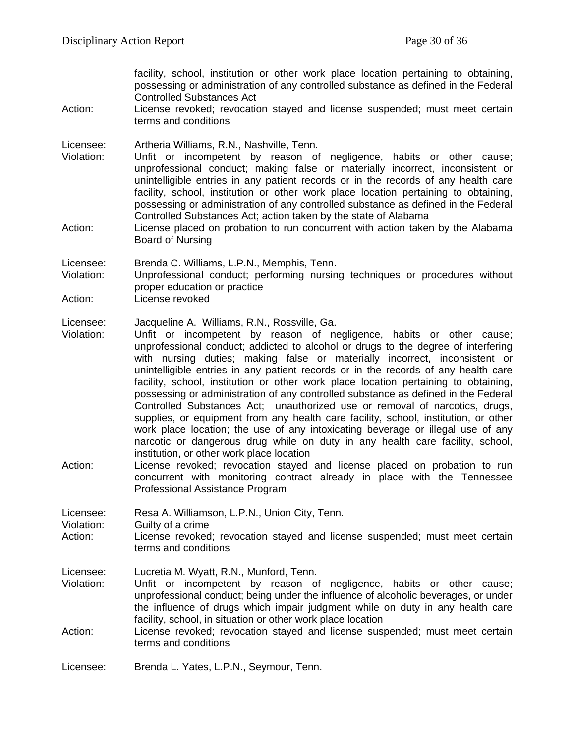facility, school, institution or other work place location pertaining to obtaining, possessing or administration of any controlled substance as defined in the Federal Controlled Substances Act

Action: License revoked; revocation stayed and license suspended; must meet certain terms and conditions

Licensee: Artheria Williams, R.N., Nashville, Tenn.

Violation: Unfit or incompetent by reason of negligence, habits or other cause; unprofessional conduct; making false or materially incorrect, inconsistent or unintelligible entries in any patient records or in the records of any health care facility, school, institution or other work place location pertaining to obtaining, possessing or administration of any controlled substance as defined in the Federal Controlled Substances Act; action taken by the state of Alabama

Action: License placed on probation to run concurrent with action taken by the Alabama Board of Nursing

Licensee: Brenda C. Williams, L.P.N., Memphis, Tenn.

Violation: Unprofessional conduct; performing nursing techniques or procedures without proper education or practice

Action: License revoked

Licensee: Jacqueline A. Williams, R.N., Rossville, Ga.

Violation: Unfit or incompetent by reason of negligence, habits or other cause; unprofessional conduct; addicted to alcohol or drugs to the degree of interfering with nursing duties; making false or materially incorrect, inconsistent or unintelligible entries in any patient records or in the records of any health care facility, school, institution or other work place location pertaining to obtaining, possessing or administration of any controlled substance as defined in the Federal Controlled Substances Act; unauthorized use or removal of narcotics, drugs, supplies, or equipment from any health care facility, school, institution, or other work place location; the use of any intoxicating beverage or illegal use of any narcotic or dangerous drug while on duty in any health care facility, school, institution, or other work place location

Action: License revoked; revocation stayed and license placed on probation to run concurrent with monitoring contract already in place with the Tennessee Professional Assistance Program

Licensee: Resa A. Williamson, L.P.N., Union City, Tenn.

Violation: Guilty of a crime

Action: License revoked; revocation stayed and license suspended; must meet certain terms and conditions

Licensee: Lucretia M. Wyatt, R.N., Munford, Tenn.

Violation: Unfit or incompetent by reason of negligence, habits or other cause; unprofessional conduct; being under the influence of alcoholic beverages, or under the influence of drugs which impair judgment while on duty in any health care facility, school, in situation or other work place location

Action: License revoked; revocation stayed and license suspended; must meet certain terms and conditions

Licensee: Brenda L. Yates, L.P.N., Seymour, Tenn.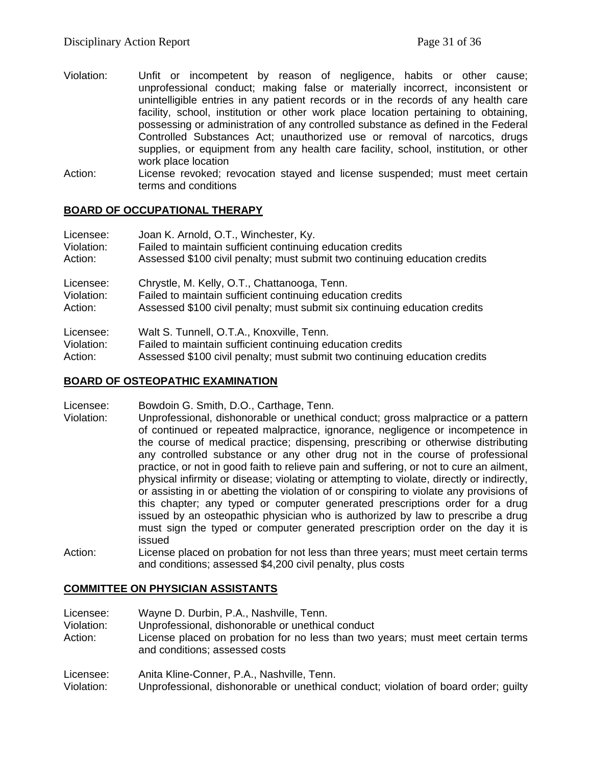Violation: Unfit or incompetent by reason of negligence, habits or other cause; unprofessional conduct; making false or materially incorrect, inconsistent or unintelligible entries in any patient records or in the records of any health care facility, school, institution or other work place location pertaining to obtaining, possessing or administration of any controlled substance as defined in the Federal Controlled Substances Act; unauthorized use or removal of narcotics, drugs supplies, or equipment from any health care facility, school, institution, or other work place location

Action: License revoked; revocation stayed and license suspended; must meet certain terms and conditions

## BOARD OF OCCUPATIONAL THERAPY

Licensee: Joan K. Arnold, O.T., Winchester, Ky.
Violation: Failed to maintain sufficient continuing education credits
Action: Assessed $100 civil penalty; must submit two continuing education credits

Licensee: Chrystle, M. Kelly, O.T., Chattanooga, Tenn.
Violation: Failed to maintain sufficient continuing education credits
Action: Assessed $100 civil penalty; must submit six continuing education credits

Licensee: Walt S. Tunnell, O.T.A., Knoxville, Tenn.
Violation: Failed to maintain sufficient continuing education credits
Action: Assessed $100 civil penalty; must submit two continuing education credits

## BOARD OF OSTEOPATHIC EXAMINATION

Licensee: Bowdoin G. Smith, D.O., Carthage, Tenn.
Violation: Unprofessional, dishonorable or unethical conduct; gross malpractice or a pattern of continued or repeated malpractice, ignorance, negligence or incompetence in the course of medical practice; dispensing, prescribing or otherwise distributing any controlled substance or any other drug not in the course of professional practice, or not in good faith to relieve pain and suffering, or not to cure an ailment, physical infirmity or disease; violating or attempting to violate, directly or indirectly, or assisting in or abetting the violation of or conspiring to violate any provisions of this chapter; any typed or computer generated prescriptions order for a drug issued by an osteopathic physician who is authorized by law to prescribe a drug must sign the typed or computer generated prescription order on the day it is issued
Action: License placed on probation for not less than three years; must meet certain terms and conditions; assessed $4,200 civil penalty, plus costs

## COMMITTEE ON PHYSICIAN ASSISTANTS

Licensee: Wayne D. Durbin, P.A., Nashville, Tenn.
Violation: Unprofessional, dishonorable or unethical conduct
Action: License placed on probation for no less than two years; must meet certain terms and conditions; assessed costs

Licensee: Anita Kline-Conner, P.A., Nashville, Tenn.
Violation: Unprofessional, dishonorable or unethical conduct; violation of board order; guilty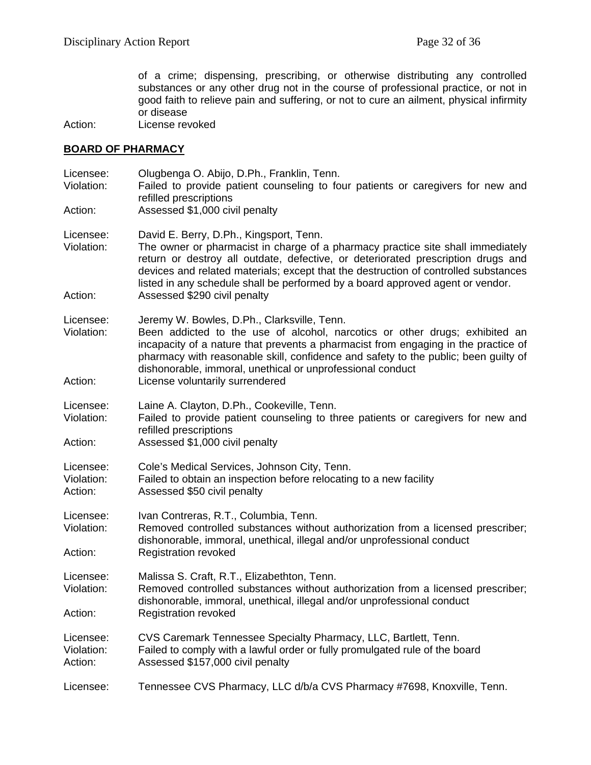of a crime; dispensing, prescribing, or otherwise distributing any controlled substances or any other drug not in the course of professional practice, or not in good faith to relieve pain and suffering, or not to cure an ailment, physical infirmity or disease

Action: License revoked

**BOARD OF PHARMACY**

Licensee: Olugbenga O. Abijo, D.Ph., Franklin, Tenn.
Violation: Failed to provide patient counseling to four patients or caregivers for new and refilled prescriptions
Action: Assessed $1,000 civil penalty

Licensee: David E. Berry, D.Ph., Kingsport, Tenn.
Violation: The owner or pharmacist in charge of a pharmacy practice site shall immediately return or destroy all outdate, defective, or deteriorated prescription drugs and devices and related materials; except that the destruction of controlled substances listed in any schedule shall be performed by a board approved agent or vendor.
Action: Assessed $290 civil penalty

Licensee: Jeremy W. Bowles, D.Ph., Clarksville, Tenn.
Violation: Been addicted to the use of alcohol, narcotics or other drugs; exhibited an incapacity of a nature that prevents a pharmacist from engaging in the practice of pharmacy with reasonable skill, confidence and safety to the public; been guilty of dishonorable, immoral, unethical or unprofessional conduct
Action: License voluntarily surrendered

Licensee: Laine A. Clayton, D.Ph., Cookeville, Tenn.
Violation: Failed to provide patient counseling to three patients or caregivers for new and refilled prescriptions
Action: Assessed $1,000 civil penalty

Licensee: Cole's Medical Services, Johnson City, Tenn.
Violation: Failed to obtain an inspection before relocating to a new facility
Action: Assessed $50 civil penalty

Licensee: Ivan Contreras, R.T., Columbia, Tenn.
Violation: Removed controlled substances without authorization from a licensed prescriber; dishonorable, immoral, unethical, illegal and/or unprofessional conduct
Action: Registration revoked

Licensee: Malissa S. Craft, R.T., Elizabethton, Tenn.
Violation: Removed controlled substances without authorization from a licensed prescriber; dishonorable, immoral, unethical, illegal and/or unprofessional conduct
Action: Registration revoked

Licensee: CVS Caremark Tennessee Specialty Pharmacy, LLC, Bartlett, Tenn.
Violation: Failed to comply with a lawful order or fully promulgated rule of the board
Action: Assessed $157,000 civil penalty

Licensee: Tennessee CVS Pharmacy, LLC d/b/a CVS Pharmacy #7698, Knoxville, Tenn.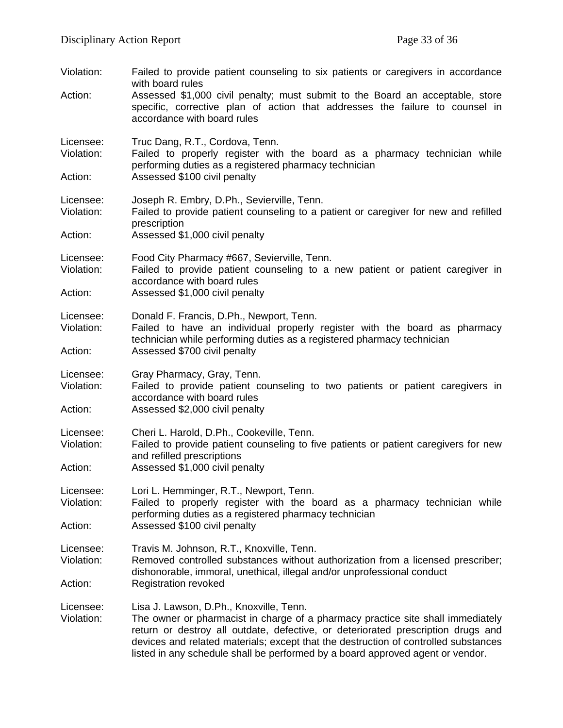Violation: Failed to provide patient counseling to six patients or caregivers in accordance with board rules
Action: Assessed $1,000 civil penalty; must submit to the Board an acceptable, store specific, corrective plan of action that addresses the failure to counsel in accordance with board rules

Licensee: Truc Dang, R.T., Cordova, Tenn.
Violation: Failed to properly register with the board as a pharmacy technician while performing duties as a registered pharmacy technician
Action: Assessed $100 civil penalty

Licensee: Joseph R. Embry, D.Ph., Sevierville, Tenn.
Violation: Failed to provide patient counseling to a patient or caregiver for new and refilled prescription
Action: Assessed $1,000 civil penalty

Licensee: Food City Pharmacy #667, Sevierville, Tenn.
Violation: Failed to provide patient counseling to a new patient or patient caregiver in accordance with board rules
Action: Assessed $1,000 civil penalty

Licensee: Donald F. Francis, D.Ph., Newport, Tenn.
Violation: Failed to have an individual properly register with the board as pharmacy technician while performing duties as a registered pharmacy technician
Action: Assessed $700 civil penalty

Licensee: Gray Pharmacy, Gray, Tenn.
Violation: Failed to provide patient counseling to two patients or patient caregivers in accordance with board rules
Action: Assessed $2,000 civil penalty

Licensee: Cheri L. Harold, D.Ph., Cookeville, Tenn.
Violation: Failed to provide patient counseling to five patients or patient caregivers for new and refilled prescriptions
Action: Assessed $1,000 civil penalty

Licensee: Lori L. Hemminger, R.T., Newport, Tenn.
Violation: Failed to properly register with the board as a pharmacy technician while performing duties as a registered pharmacy technician
Action: Assessed $100 civil penalty

Licensee: Travis M. Johnson, R.T., Knoxville, Tenn.
Violation: Removed controlled substances without authorization from a licensed prescriber; dishonorable, immoral, unethical, illegal and/or unprofessional conduct
Action: Registration revoked

Licensee: Lisa J. Lawson, D.Ph., Knoxville, Tenn.
Violation: The owner or pharmacist in charge of a pharmacy practice site shall immediately return or destroy all outdate, defective, or deteriorated prescription drugs and devices and related materials; except that the destruction of controlled substances listed in any schedule shall be performed by a board approved agent or vendor.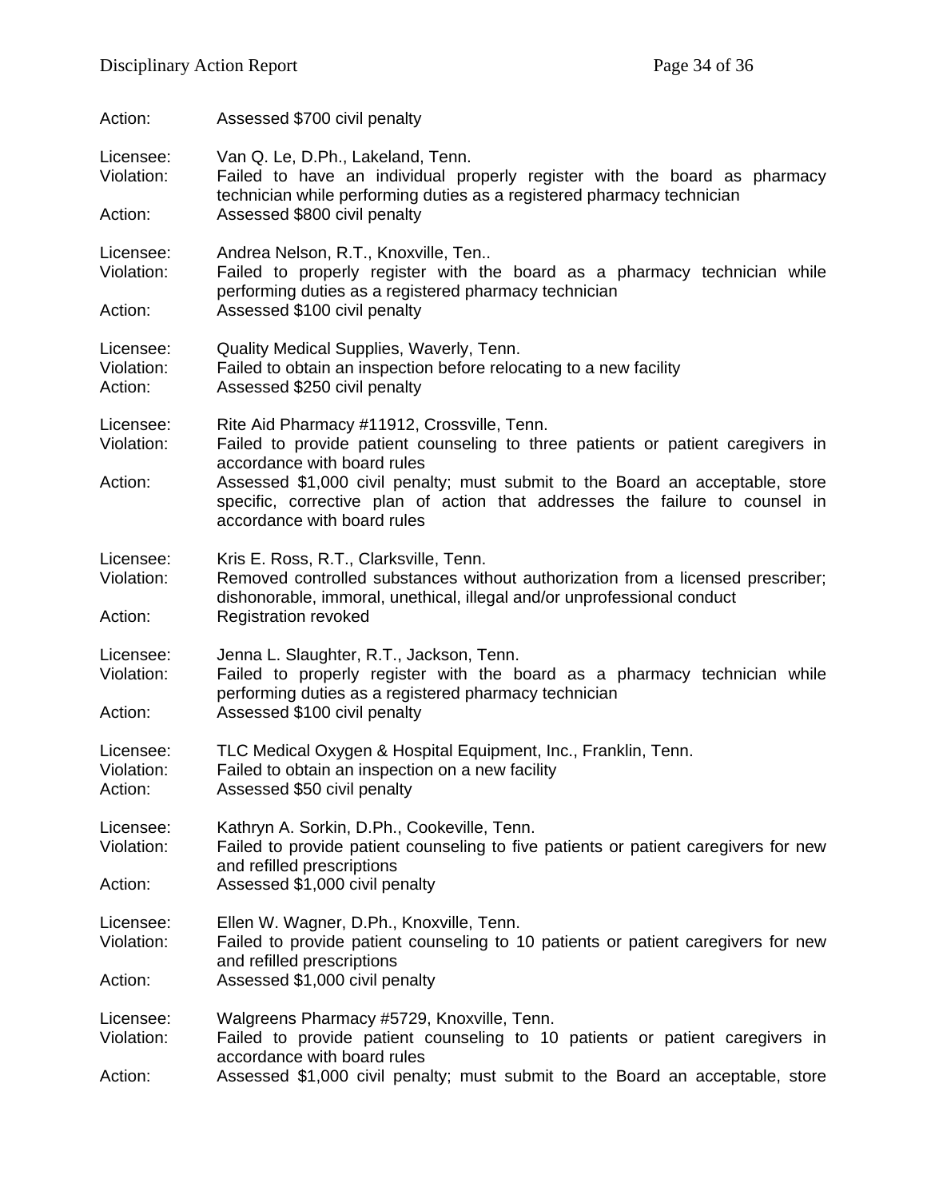Action: Assessed $700 civil penalty

Licensee: Van Q. Le, D.Ph., Lakeland, Tenn.
Violation: Failed to have an individual properly register with the board as pharmacy technician while performing duties as a registered pharmacy technician
Action: Assessed $800 civil penalty

Licensee: Andrea Nelson, R.T., Knoxville, Ten..
Violation: Failed to properly register with the board as a pharmacy technician while performing duties as a registered pharmacy technician
Action: Assessed $100 civil penalty

Licensee: Quality Medical Supplies, Waverly, Tenn.
Violation: Failed to obtain an inspection before relocating to a new facility
Action: Assessed $250 civil penalty

Licensee: Rite Aid Pharmacy #11912, Crossville, Tenn.
Violation: Failed to provide patient counseling to three patients or patient caregivers in accordance with board rules
Action: Assessed $1,000 civil penalty; must submit to the Board an acceptable, store specific, corrective plan of action that addresses the failure to counsel in accordance with board rules

Licensee: Kris E. Ross, R.T., Clarksville, Tenn.
Violation: Removed controlled substances without authorization from a licensed prescriber; dishonorable, immoral, unethical, illegal and/or unprofessional conduct
Action: Registration revoked

Licensee: Jenna L. Slaughter, R.T., Jackson, Tenn.
Violation: Failed to properly register with the board as a pharmacy technician while performing duties as a registered pharmacy technician
Action: Assessed $100 civil penalty

Licensee: TLC Medical Oxygen & Hospital Equipment, Inc., Franklin, Tenn.
Violation: Failed to obtain an inspection on a new facility
Action: Assessed $50 civil penalty

Licensee: Kathryn A. Sorkin, D.Ph., Cookeville, Tenn.
Violation: Failed to provide patient counseling to five patients or patient caregivers for new and refilled prescriptions
Action: Assessed $1,000 civil penalty

Licensee: Ellen W. Wagner, D.Ph., Knoxville, Tenn.
Violation: Failed to provide patient counseling to 10 patients or patient caregivers for new and refilled prescriptions
Action: Assessed $1,000 civil penalty

Licensee: Walgreens Pharmacy #5729, Knoxville, Tenn.
Violation: Failed to provide patient counseling to 10 patients or patient caregivers in accordance with board rules
Action: Assessed $1,000 civil penalty; must submit to the Board an acceptable, store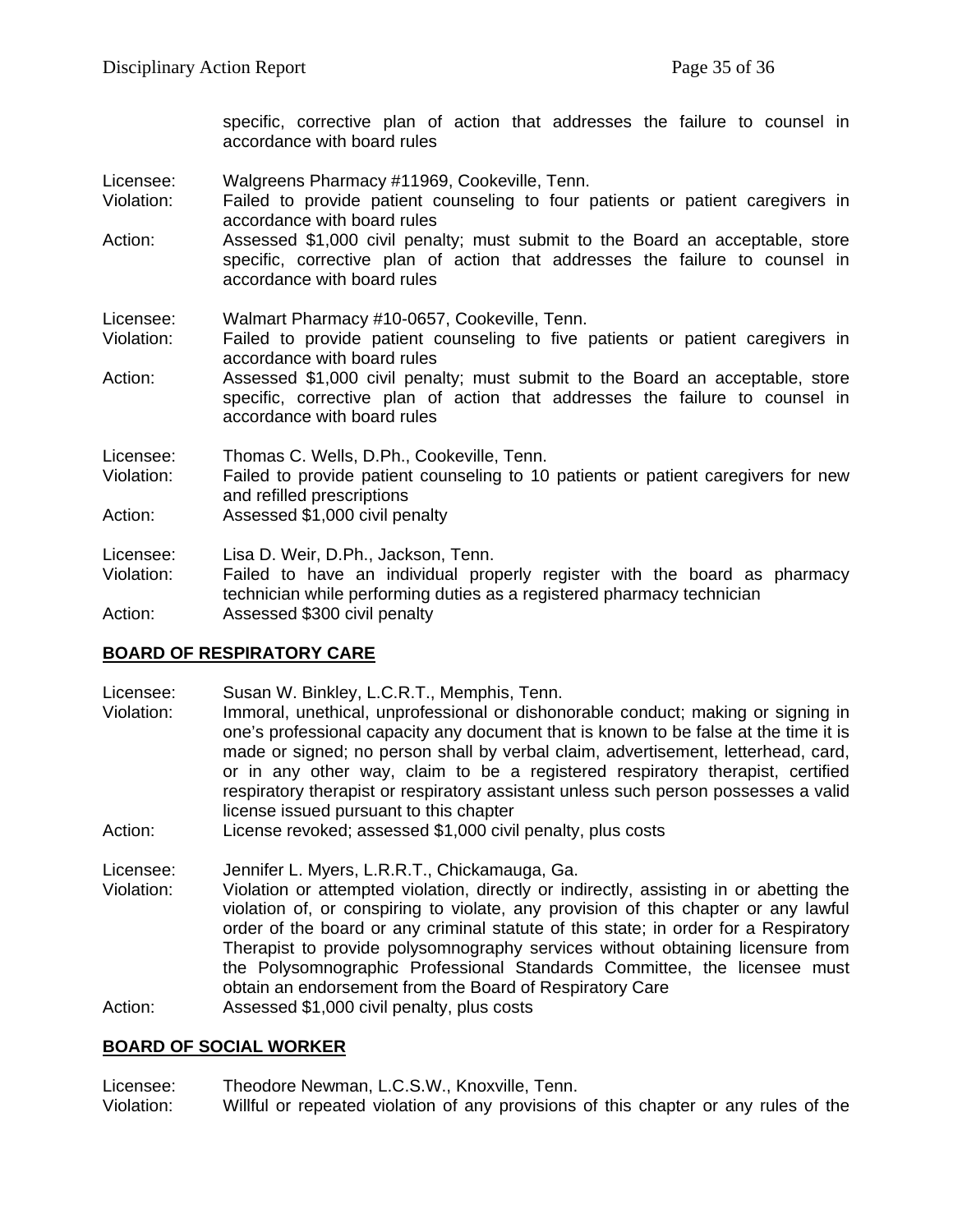specific, corrective plan of action that addresses the failure to counsel in accordance with board rules

Licensee: Walgreens Pharmacy #11969, Cookeville, Tenn.
Violation: Failed to provide patient counseling to four patients or patient caregivers in accordance with board rules
Action: Assessed $1,000 civil penalty; must submit to the Board an acceptable, store specific, corrective plan of action that addresses the failure to counsel in accordance with board rules

Licensee: Walmart Pharmacy #10-0657, Cookeville, Tenn.
Violation: Failed to provide patient counseling to five patients or patient caregivers in accordance with board rules
Action: Assessed $1,000 civil penalty; must submit to the Board an acceptable, store specific, corrective plan of action that addresses the failure to counsel in accordance with board rules

Licensee: Thomas C. Wells, D.Ph., Cookeville, Tenn.
Violation: Failed to provide patient counseling to 10 patients or patient caregivers for new and refilled prescriptions
Action: Assessed $1,000 civil penalty

Licensee: Lisa D. Weir, D.Ph., Jackson, Tenn.
Violation: Failed to have an individual properly register with the board as pharmacy technician while performing duties as a registered pharmacy technician
Action: Assessed $300 civil penalty

## BOARD OF RESPIRATORY CARE

Licensee: Susan W. Binkley, L.C.R.T., Memphis, Tenn.
Violation: Immoral, unethical, unprofessional or dishonorable conduct; making or signing in one's professional capacity any document that is known to be false at the time it is made or signed; no person shall by verbal claim, advertisement, letterhead, card, or in any other way, claim to be a registered respiratory therapist, certified respiratory therapist or respiratory assistant unless such person possesses a valid license issued pursuant to this chapter
Action: License revoked; assessed $1,000 civil penalty, plus costs

Licensee: Jennifer L. Myers, L.R.R.T., Chickamauga, Ga.
Violation: Violation or attempted violation, directly or indirectly, assisting in or abetting the violation of, or conspiring to violate, any provision of this chapter or any lawful order of the board or any criminal statute of this state; in order for a Respiratory Therapist to provide polysomnography services without obtaining licensure from the Polysomnographic Professional Standards Committee, the licensee must obtain an endorsement from the Board of Respiratory Care
Action: Assessed $1,000 civil penalty, plus costs

## BOARD OF SOCIAL WORKER

Licensee: Theodore Newman, L.C.S.W., Knoxville, Tenn.
Violation: Willful or repeated violation of any provisions of this chapter or any rules of the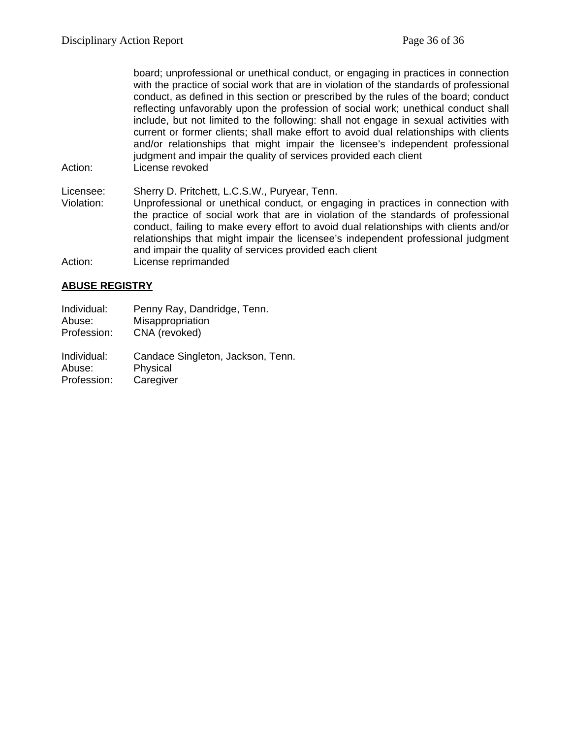board; unprofessional or unethical conduct, or engaging in practices in connection with the practice of social work that are in violation of the standards of professional conduct, as defined in this section or prescribed by the rules of the board; conduct reflecting unfavorably upon the profession of social work; unethical conduct shall include, but not limited to the following: shall not engage in sexual activities with current or former clients; shall make effort to avoid dual relationships with clients and/or relationships that might impair the licensee's independent professional judgment and impair the quality of services provided each client

Action: License revoked

Licensee: Sherry D. Pritchett, L.C.S.W., Puryear, Tenn.

Violation: Unprofessional or unethical conduct, or engaging in practices in connection with the practice of social work that are in violation of the standards of professional conduct, failing to make every effort to avoid dual relationships with clients and/or relationships that might impair the licensee's independent professional judgment and impair the quality of services provided each client

Action: License reprimanded

## ABUSE REGISTRY

Individual: Penny Ray, Dandridge, Tenn.
Abuse: Misappropriation
Profession: CNA (revoked)

Individual: Candace Singleton, Jackson, Tenn.
Abuse: Physical
Profession: Caregiver